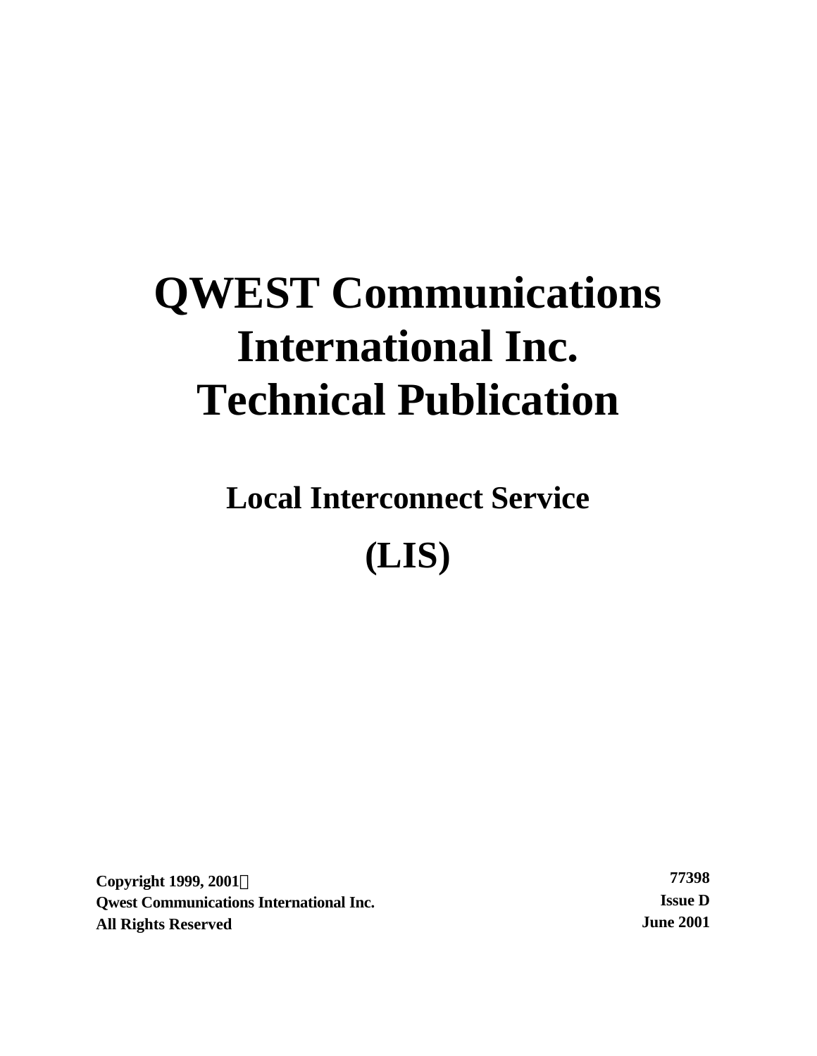# QWEST Communications International Inc. Technical Publication

## Local Interconnect Service

## (LIS)

**Copyright 1999, 2001©**
**Qwest Communications International Inc.**
**All Rights Reserved**

**77398**
**Issue D**
**June 2001**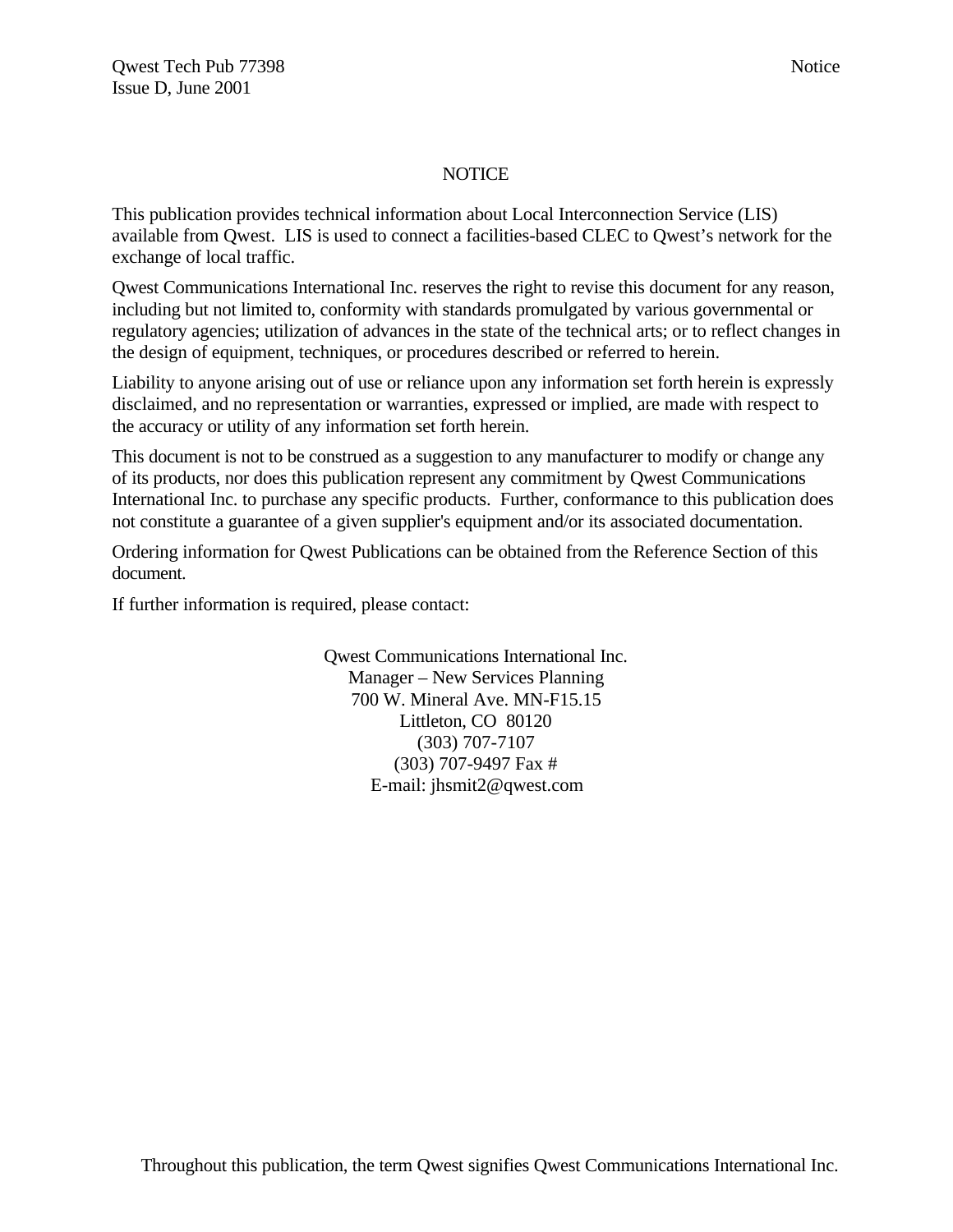# NOTICE

This publication provides technical information about Local Interconnection Service (LIS) available from Qwest. LIS is used to connect a facilities-based CLEC to Qwest's network for the exchange of local traffic.

Qwest Communications International Inc. reserves the right to revise this document for any reason, including but not limited to, conformity with standards promulgated by various governmental or regulatory agencies; utilization of advances in the state of the technical arts; or to reflect changes in the design of equipment, techniques, or procedures described or referred to herein.

Liability to anyone arising out of use or reliance upon any information set forth herein is expressly disclaimed, and no representation or warranties, expressed or implied, are made with respect to the accuracy or utility of any information set forth herein.

This document is not to be construed as a suggestion to any manufacturer to modify or change any of its products, nor does this publication represent any commitment by Qwest Communications International Inc. to purchase any specific products. Further, conformance to this publication does not constitute a guarantee of a given supplier's equipment and/or its associated documentation.

Ordering information for Qwest Publications can be obtained from the Reference Section of this document.

If further information is required, please contact:

Qwest Communications International Inc.
Manager – New Services Planning
700 W. Mineral Ave. MN-F15.15
Littleton, CO 80120
(303) 707-7107
(303) 707-9497 Fax #
E-mail: jhsmit2@qwest.com

Throughout this publication, the term Qwest signifies Qwest Communications International Inc.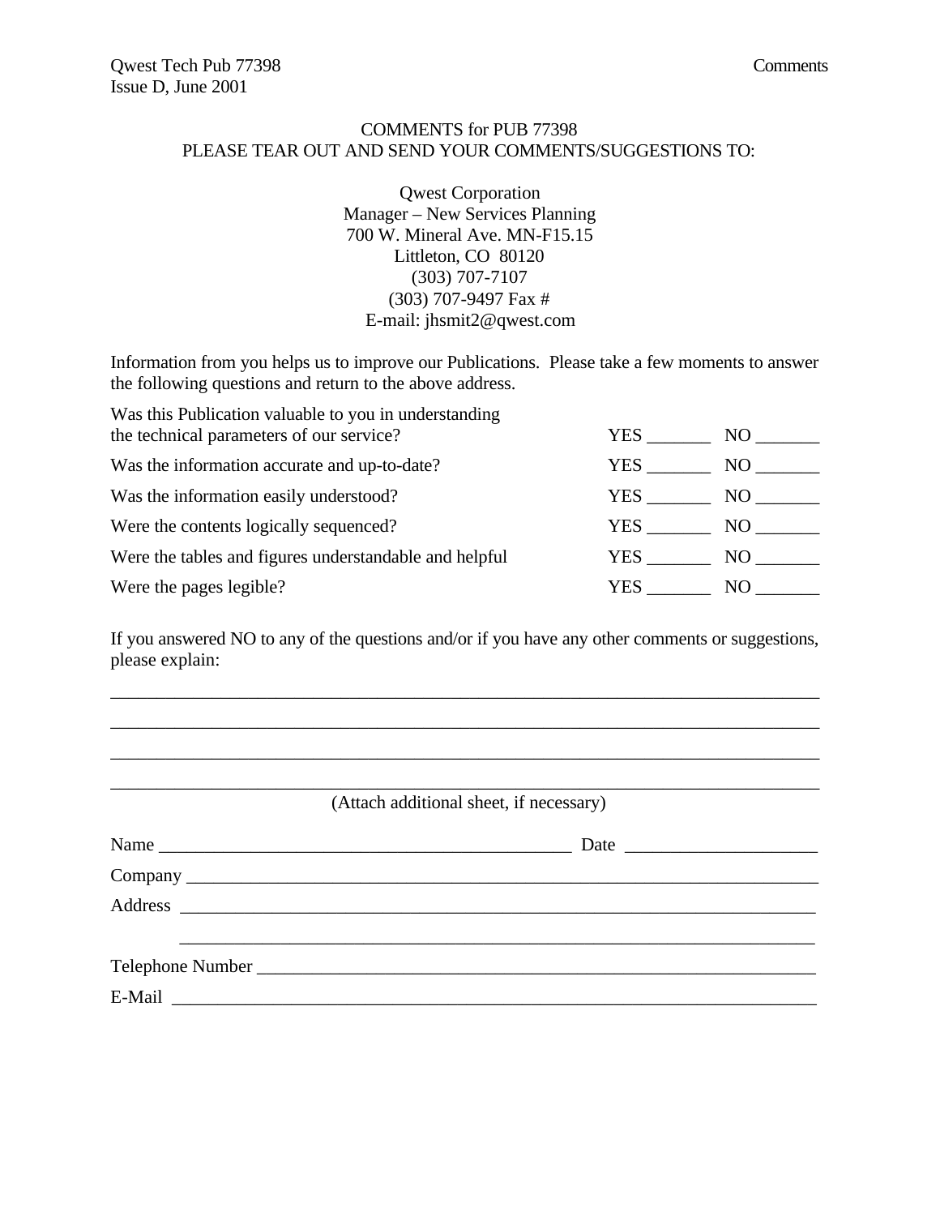## COMMENTS for PUB 77398

PLEASE TEAR OUT AND SEND YOUR COMMENTS/SUGGESTIONS TO:

Qwest Corporation
Manager – New Services Planning
700 W. Mineral Ave. MN-F15.15
Littleton, CO 80120
(303) 707-7107
(303) 707-9497 Fax #
E-mail: jhsmit2@qwest.com

Information from you helps us to improve our Publications. Please take a few moments to answer the following questions and return to the above address.

| | | |
|---|---|---|
| Was this Publication valuable to you in understanding the technical parameters of our service? | YES _______ | NO _______ |
| Was the information accurate and up-to-date? | YES _______ | NO _______ |
| Was the information easily understood? | YES _______ | NO _______ |
| Were the contents logically sequenced? | YES _______ | NO _______ |
| Were the tables and figures understandable and helpful | YES _______ | NO _______ |
| Were the pages legible? | YES _______ | NO _______ |

If you answered NO to any of the questions and/or if you have any other comments or suggestions, please explain:

______________________________________________________________________________

______________________________________________________________________________

______________________________________________________________________________

______________________________________________________________________________

(Attach additional sheet, if necessary)

Name _____________________________________________ Date ____________________

Company ___________________________________________________________________

Address ___________________________________________________________________

___________________________________________________________________

Telephone Number __________________________________________________________

E-Mail ____________________________________________________________________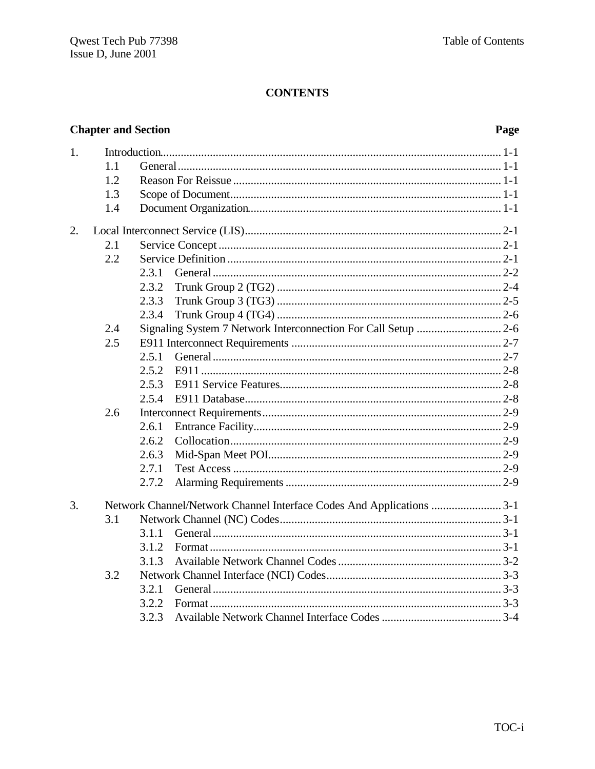# CONTENTS

| Chapter and Section | | | Page |
|---|---|---|---|
| 1. | Introduction | | 1-1 |
| | 1.1 | General | 1-1 |
| | 1.2 | Reason For Reissue | 1-1 |
| | 1.3 | Scope of Document | 1-1 |
| | 1.4 | Document Organization | 1-1 |
| 2. | Local Interconnect Service (LIS) | | 2-1 |
| | 2.1 | Service Concept | 2-1 |
| | 2.2 | Service Definition | 2-1 |
| | | 2.3.1 General | 2-2 |
| | | 2.3.2 Trunk Group 2 (TG2) | 2-4 |
| | | 2.3.3 Trunk Group 3 (TG3) | 2-5 |
| | | 2.3.4 Trunk Group 4 (TG4) | 2-6 |
| | 2.4 | Signaling System 7 Network Interconnection For Call Setup | 2-6 |
| | 2.5 | E911 Interconnect Requirements | 2-7 |
| | | 2.5.1 General | 2-7 |
| | | 2.5.2 E911 | 2-8 |
| | | 2.5.3 E911 Service Features | 2-8 |
| | | 2.5.4 E911 Database | 2-8 |
| | 2.6 | Interconnect Requirements | 2-9 |
| | | 2.6.1 Entrance Facility | 2-9 |
| | | 2.6.2 Collocation | 2-9 |
| | | 2.6.3 Mid-Span Meet POI | 2-9 |
| | | 2.7.1 Test Access | 2-9 |
| | | 2.7.2 Alarming Requirements | 2-9 |
| 3. | Network Channel/Network Channel Interface Codes And Applications | | 3-1 |
| | 3.1 | Network Channel (NC) Codes | 3-1 |
| | | 3.1.1 General | 3-1 |
| | | 3.1.2 Format | 3-1 |
| | | 3.1.3 Available Network Channel Codes | 3-2 |
| | 3.2 | Network Channel Interface (NCI) Codes | 3-3 |
| | | 3.2.1 General | 3-3 |
| | | 3.2.2 Format | 3-3 |
| | | 3.2.3 Available Network Channel Interface Codes | 3-4 |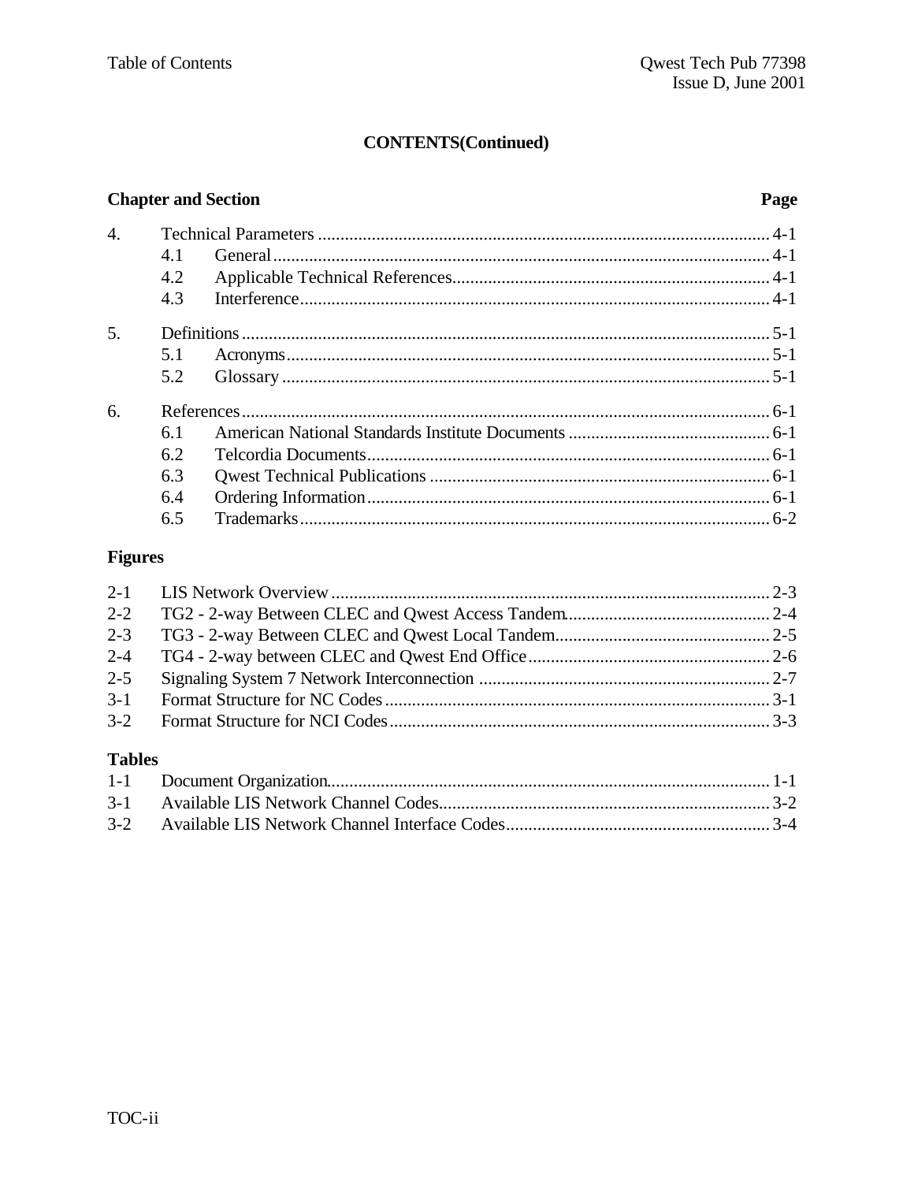**CONTENTS(Continued)**

| Chapter and Section | | | Page |
|---|---|---|---|
| 4. | Technical Parameters | | 4-1 |
| | 4.1 | General | 4-1 |
| | 4.2 | Applicable Technical References | 4-1 |
| | 4.3 | Interference | 4-1 |
| 5. | Definitions | | 5-1 |
| | 5.1 | Acronyms | 5-1 |
| | 5.2 | Glossary | 5-1 |
| 6. | References | | 6-1 |
| | 6.1 | American National Standards Institute Documents | 6-1 |
| | 6.2 | Telcordia Documents | 6-1 |
| | 6.3 | Qwest Technical Publications | 6-1 |
| | 6.4 | Ordering Information | 6-1 |
| | 6.5 | Trademarks | 6-2 |

**Figures**

| | | |
|---|---|---|
| 2-1 | LIS Network Overview | 2-3 |
| 2-2 | TG2 - 2-way Between CLEC and Qwest Access Tandem | 2-4 |
| 2-3 | TG3 - 2-way Between CLEC and Qwest Local Tandem | 2-5 |
| 2-4 | TG4 - 2-way between CLEC and Qwest End Office | 2-6 |
| 2-5 | Signaling System 7 Network Interconnection | 2-7 |
| 3-1 | Format Structure for NC Codes | 3-1 |
| 3-2 | Format Structure for NCI Codes | 3-3 |

**Tables**

| | | |
|---|---|---|
| 1-1 | Document Organization | 1-1 |
| 3-1 | Available LIS Network Channel Codes | 3-2 |
| 3-2 | Available LIS Network Channel Interface Codes | 3-4 |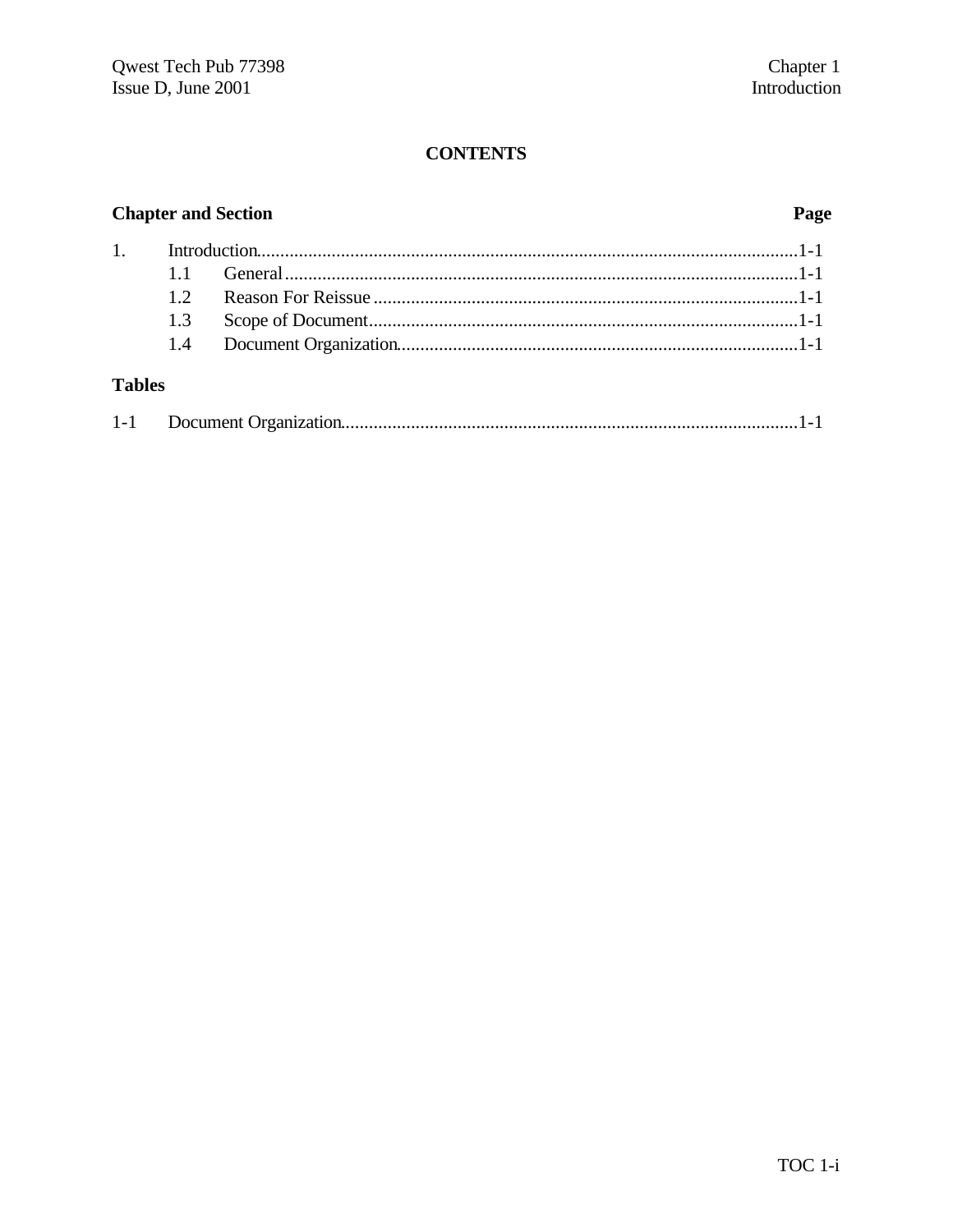# CONTENTS

| Chapter and Section | | Page |
|---|---|---|
| 1. | Introduction | 1-1 |
| 1.1 | General | 1-1 |
| 1.2 | Reason For Reissue | 1-1 |
| 1.3 | Scope of Document | 1-1 |
| 1.4 | Document Organization | 1-1 |

**Tables**

| | | |
|---|---|---|
| 1-1 | Document Organization | 1-1 |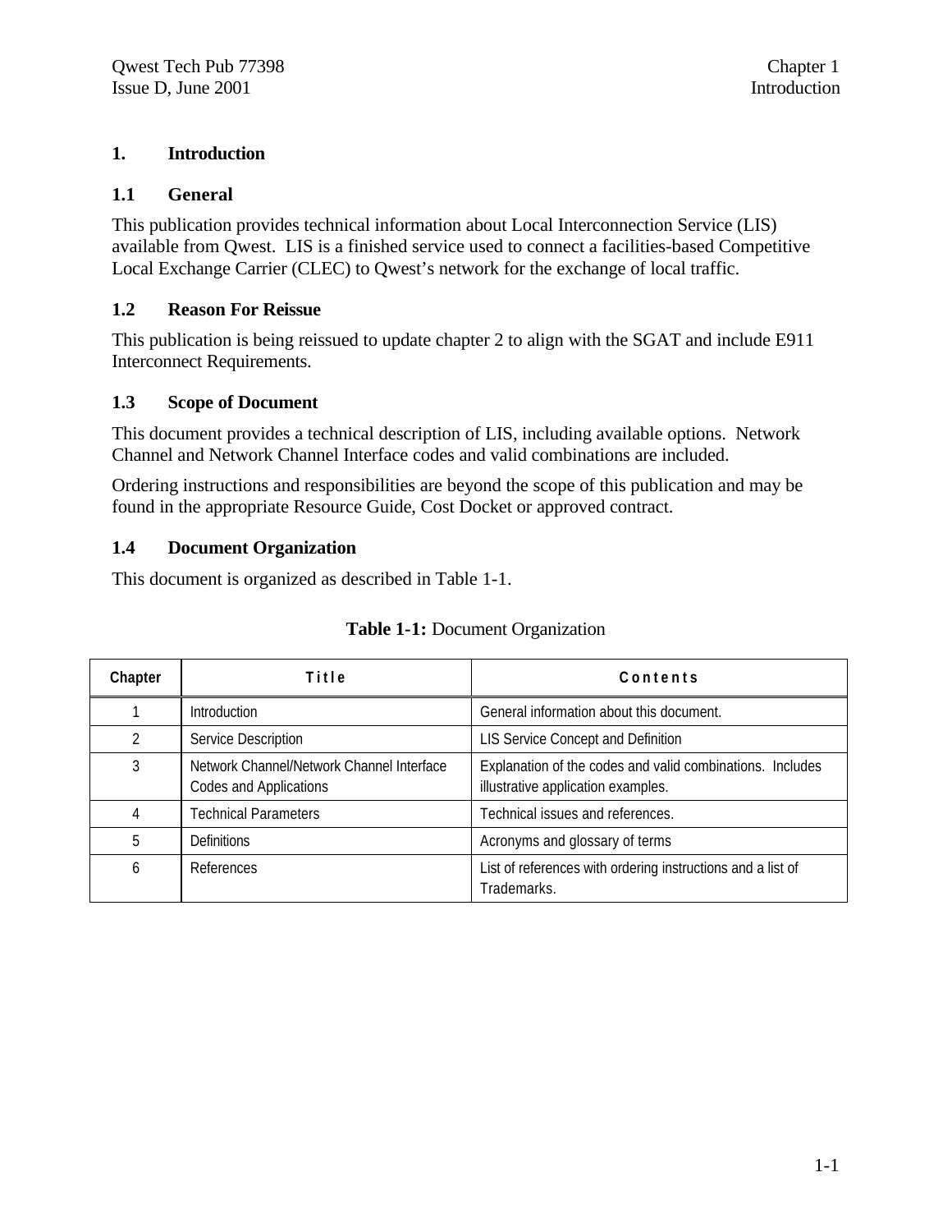# 1. Introduction

## 1.1 General

This publication provides technical information about Local Interconnection Service (LIS) available from Qwest. LIS is a finished service used to connect a facilities-based Competitive Local Exchange Carrier (CLEC) to Qwest's network for the exchange of local traffic.

## 1.2 Reason For Reissue

This publication is being reissued to update chapter 2 to align with the SGAT and include E911 Interconnect Requirements.

## 1.3 Scope of Document

This document provides a technical description of LIS, including available options. Network Channel and Network Channel Interface codes and valid combinations are included.

Ordering instructions and responsibilities are beyond the scope of this publication and may be found in the appropriate Resource Guide, Cost Docket or approved contract.

## 1.4 Document Organization

This document is organized as described in Table 1-1.

**Table 1-1:** Document Organization

| Chapter | Title | Contents |
|---|---|---|
| 1 | Introduction | General information about this document. |
| 2 | Service Description | LIS Service Concept and Definition |
| 3 | Network Channel/Network Channel Interface Codes and Applications | Explanation of the codes and valid combinations. Includes illustrative application examples. |
| 4 | Technical Parameters | Technical issues and references. |
| 5 | Definitions | Acronyms and glossary of terms |
| 6 | References | List of references with ordering instructions and a list of Trademarks. |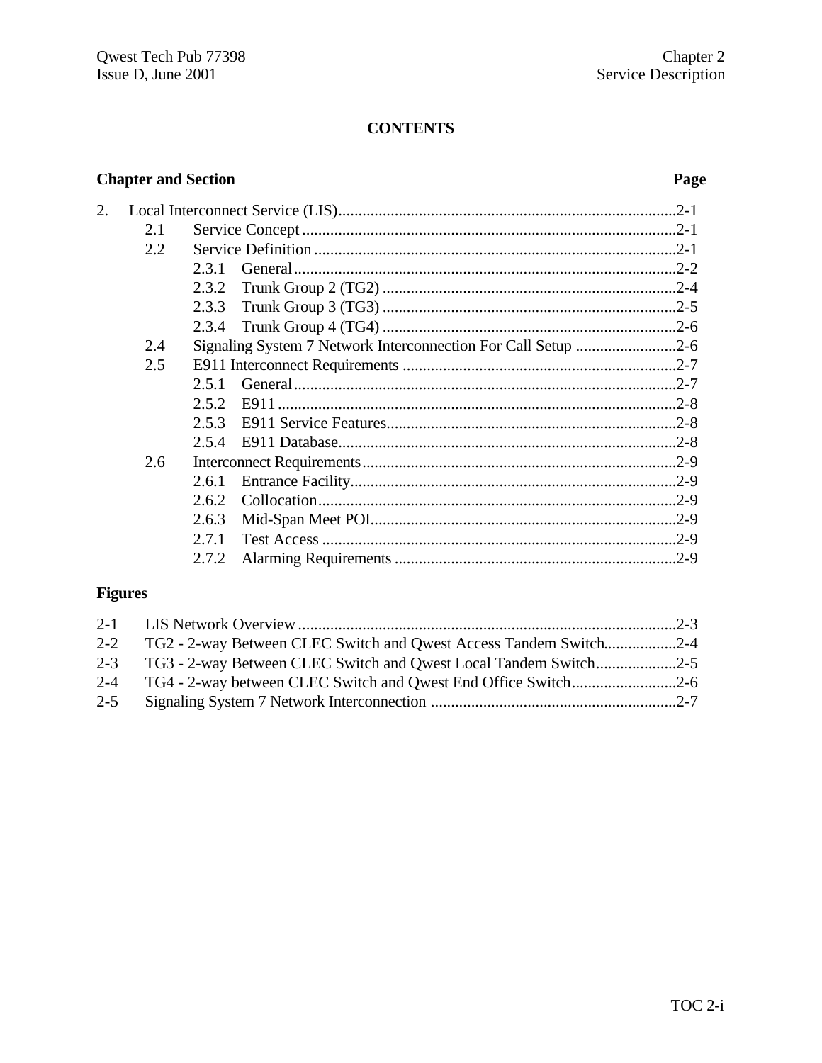# CONTENTS

| Chapter and Section | Page |
|---|---|
| 2. Local Interconnect Service (LIS) | 2-1 |
| 2.1 Service Concept | 2-1 |
| 2.2 Service Definition | 2-1 |
| 2.3.1 General | 2-2 |
| 2.3.2 Trunk Group 2 (TG2) | 2-4 |
| 2.3.3 Trunk Group 3 (TG3) | 2-5 |
| 2.3.4 Trunk Group 4 (TG4) | 2-6 |
| 2.4 Signaling System 7 Network Interconnection For Call Setup | 2-6 |
| 2.5 E911 Interconnect Requirements | 2-7 |
| 2.5.1 General | 2-7 |
| 2.5.2 E911 | 2-8 |
| 2.5.3 E911 Service Features | 2-8 |
| 2.5.4 E911 Database | 2-8 |
| 2.6 Interconnect Requirements | 2-9 |
| 2.6.1 Entrance Facility | 2-9 |
| 2.6.2 Collocation | 2-9 |
| 2.6.3 Mid-Span Meet POI | 2-9 |
| 2.7.1 Test Access | 2-9 |
| 2.7.2 Alarming Requirements | 2-9 |

**Figures**

| Figure | Page |
|---|---|
| 2-1 LIS Network Overview | 2-3 |
| 2-2 TG2 - 2-way Between CLEC Switch and Qwest Access Tandem Switch | 2-4 |
| 2-3 TG3 - 2-way Between CLEC Switch and Qwest Local Tandem Switch | 2-5 |
| 2-4 TG4 - 2-way between CLEC Switch and Qwest End Office Switch | 2-6 |
| 2-5 Signaling System 7 Network Interconnection | 2-7 |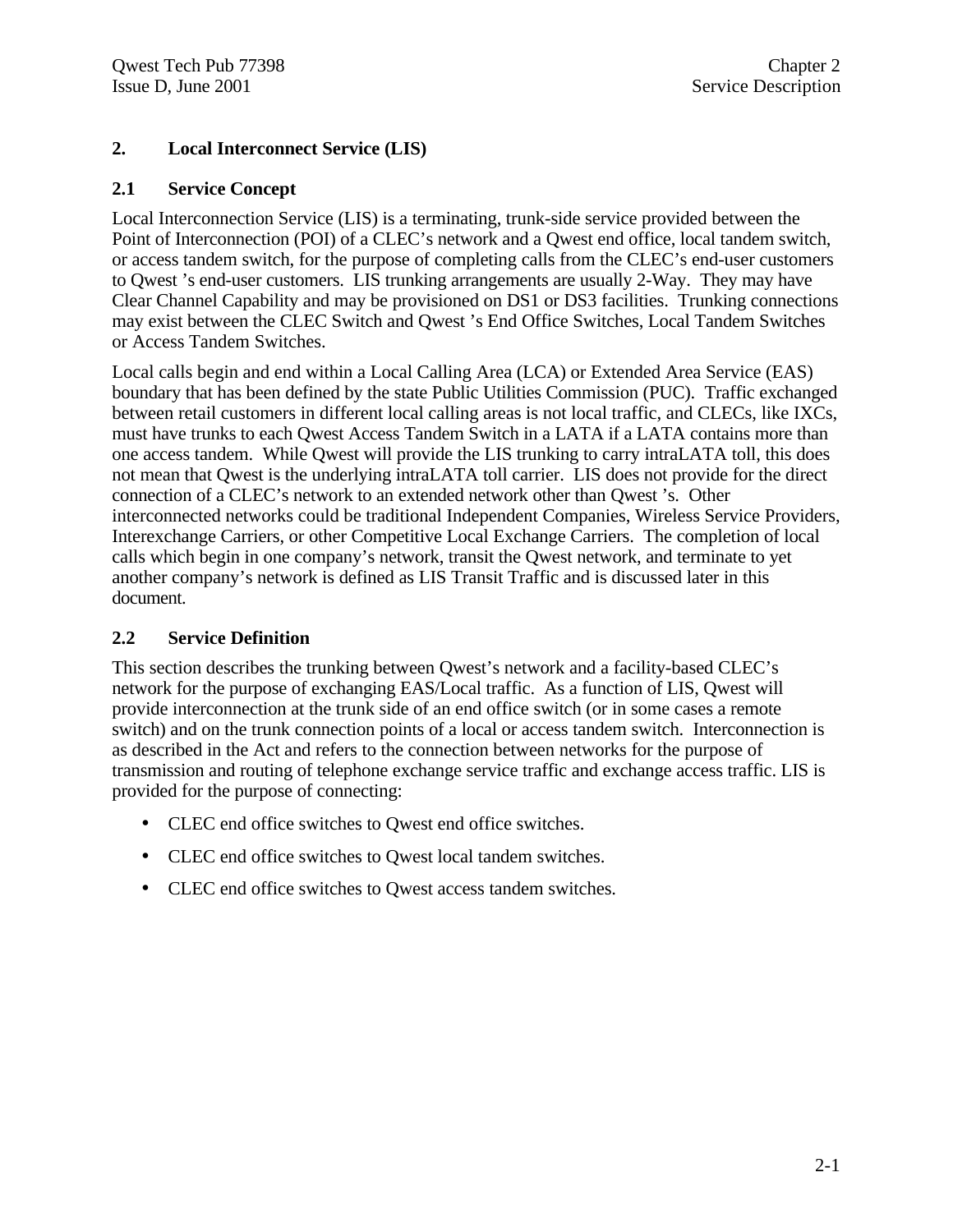# 2. Local Interconnect Service (LIS)

## 2.1 Service Concept

Local Interconnection Service (LIS) is a terminating, trunk-side service provided between the Point of Interconnection (POI) of a CLEC's network and a Qwest end office, local tandem switch, or access tandem switch, for the purpose of completing calls from the CLEC's end-user customers to Qwest 's end-user customers. LIS trunking arrangements are usually 2-Way. They may have Clear Channel Capability and may be provisioned on DS1 or DS3 facilities. Trunking connections may exist between the CLEC Switch and Qwest 's End Office Switches, Local Tandem Switches or Access Tandem Switches.

Local calls begin and end within a Local Calling Area (LCA) or Extended Area Service (EAS) boundary that has been defined by the state Public Utilities Commission (PUC). Traffic exchanged between retail customers in different local calling areas is not local traffic, and CLECs, like IXCs, must have trunks to each Qwest Access Tandem Switch in a LATA if a LATA contains more than one access tandem. While Qwest will provide the LIS trunking to carry intraLATA toll, this does not mean that Qwest is the underlying intraLATA toll carrier. LIS does not provide for the direct connection of a CLEC's network to an extended network other than Qwest 's. Other interconnected networks could be traditional Independent Companies, Wireless Service Providers, Interexchange Carriers, or other Competitive Local Exchange Carriers. The completion of local calls which begin in one company's network, transit the Qwest network, and terminate to yet another company's network is defined as LIS Transit Traffic and is discussed later in this document.

## 2.2 Service Definition

This section describes the trunking between Qwest's network and a facility-based CLEC's network for the purpose of exchanging EAS/Local traffic. As a function of LIS, Qwest will provide interconnection at the trunk side of an end office switch (or in some cases a remote switch) and on the trunk connection points of a local or access tandem switch. Interconnection is as described in the Act and refers to the connection between networks for the purpose of transmission and routing of telephone exchange service traffic and exchange access traffic. LIS is provided for the purpose of connecting:

- CLEC end office switches to Qwest end office switches.
- CLEC end office switches to Qwest local tandem switches.
- CLEC end office switches to Qwest access tandem switches.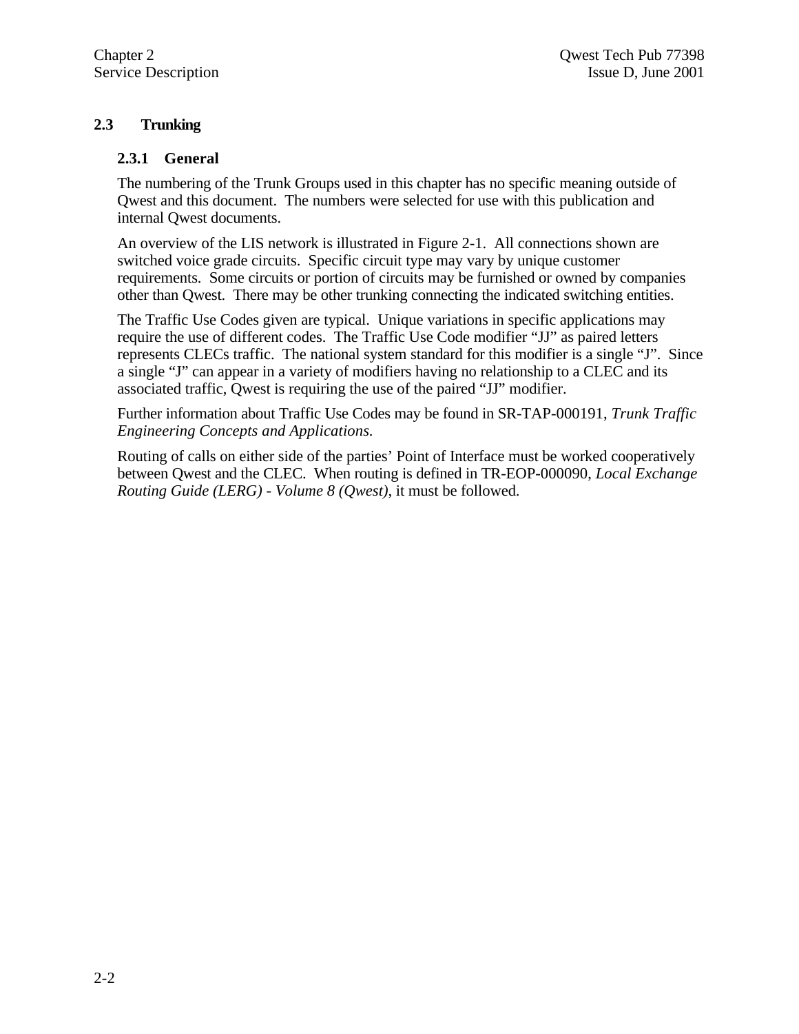## 2.3 Trunking

### 2.3.1 General

The numbering of the Trunk Groups used in this chapter has no specific meaning outside of Qwest and this document. The numbers were selected for use with this publication and internal Qwest documents.

An overview of the LIS network is illustrated in Figure 2-1. All connections shown are switched voice grade circuits. Specific circuit type may vary by unique customer requirements. Some circuits or portion of circuits may be furnished or owned by companies other than Qwest. There may be other trunking connecting the indicated switching entities.

The Traffic Use Codes given are typical. Unique variations in specific applications may require the use of different codes. The Traffic Use Code modifier “JJ” as paired letters represents CLECs traffic. The national system standard for this modifier is a single “J”. Since a single “J” can appear in a variety of modifiers having no relationship to a CLEC and its associated traffic, Qwest is requiring the use of the paired “JJ” modifier.

Further information about Traffic Use Codes may be found in SR-TAP-000191, *Trunk Traffic Engineering Concepts and Applications*.

Routing of calls on either side of the parties’ Point of Interface must be worked cooperatively between Qwest and the CLEC. When routing is defined in TR-EOP-000090, *Local Exchange Routing Guide (LERG) - Volume 8 (Qwest)*, it must be followed.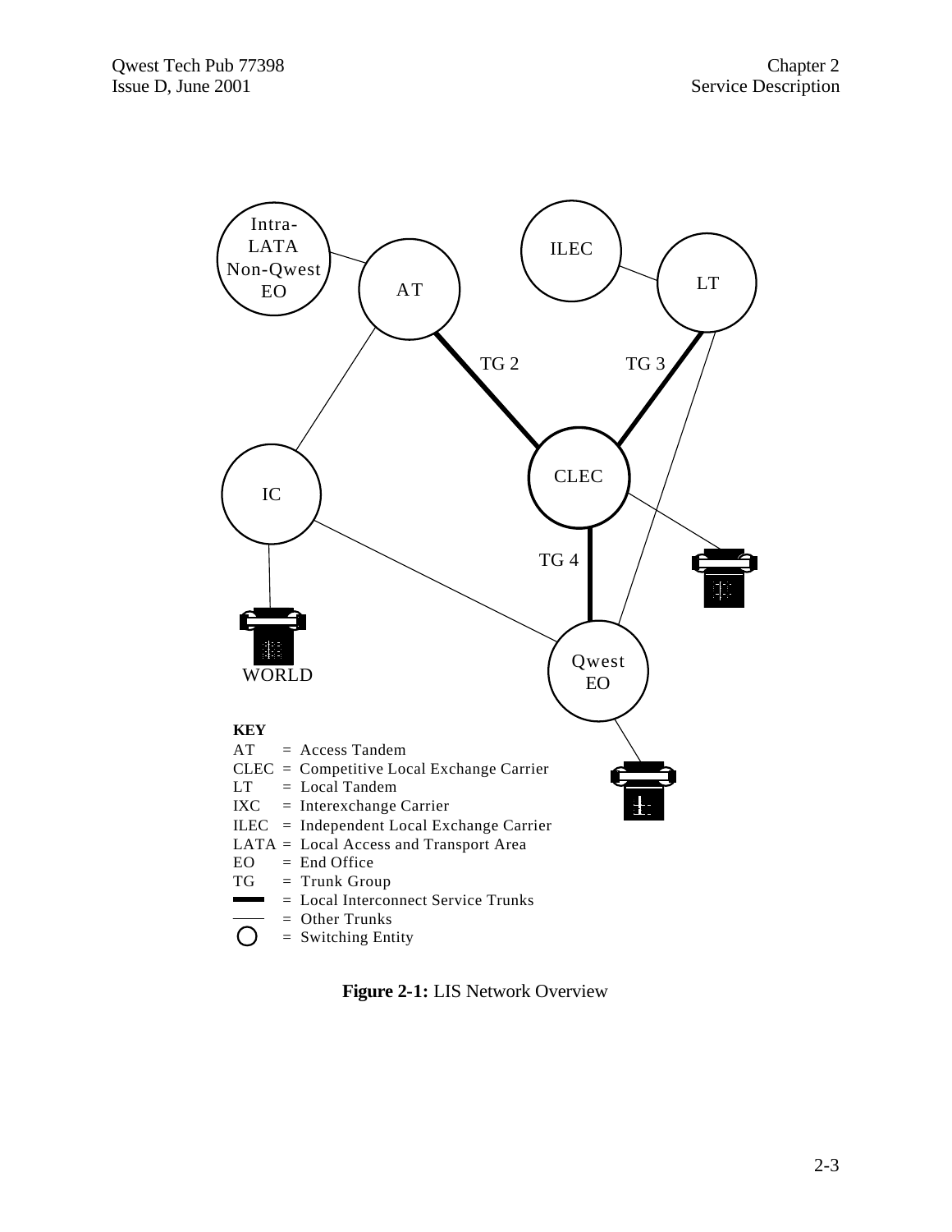Intra-LATA Non-Qwest EO

AT

ILEC

LT

TG 2

TG 3

IC

CLEC

TG 4

WORLD

Qwest EO

**KEY**

AT = Access Tandem
CLEC = Competitive Local Exchange Carrier
LT = Local Tandem
IXC = Interexchange Carrier
ILEC = Independent Local Exchange Carrier
LATA = Local Access and Transport Area
EO = End Office
TG = Trunk Group
▬ = Local Interconnect Service Trunks
— = Other Trunks
○ = Switching Entity

**Figure 2-1:** LIS Network Overview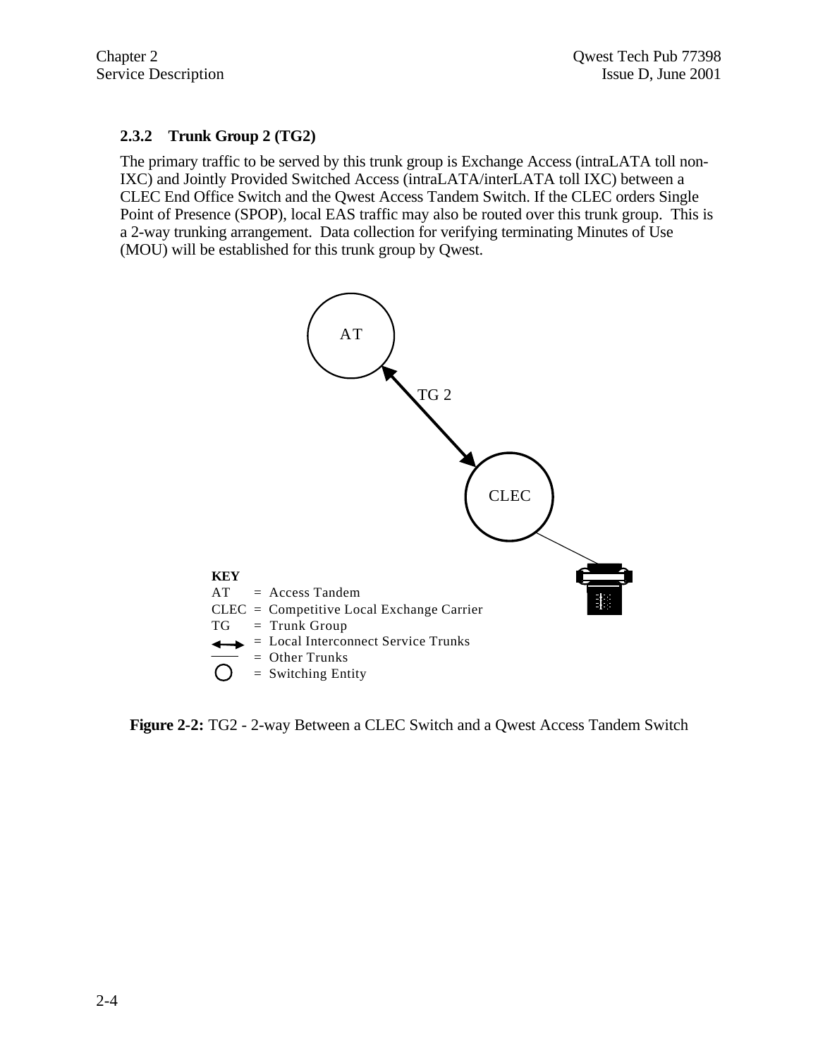### 2.3.2 Trunk Group 2 (TG2)

The primary traffic to be served by this trunk group is Exchange Access (intraLATA toll non-IXC) and Jointly Provided Switched Access (intraLATA/interLATA toll IXC) between a CLEC End Office Switch and the Qwest Access Tandem Switch. If the CLEC orders Single Point of Presence (SPOP), local EAS traffic may also be routed over this trunk group. This is a 2-way trunking arrangement. Data collection for verifying terminating Minutes of Use (MOU) will be established for this trunk group by Qwest.

AT

TG 2

CLEC

**KEY**
AT = Access Tandem
CLEC = Competitive Local Exchange Carrier
TG = Trunk Group
↔ = Local Interconnect Service Trunks
— = Other Trunks
○ = Switching Entity

**Figure 2-2:** TG2 - 2-way Between a CLEC Switch and a Qwest Access Tandem Switch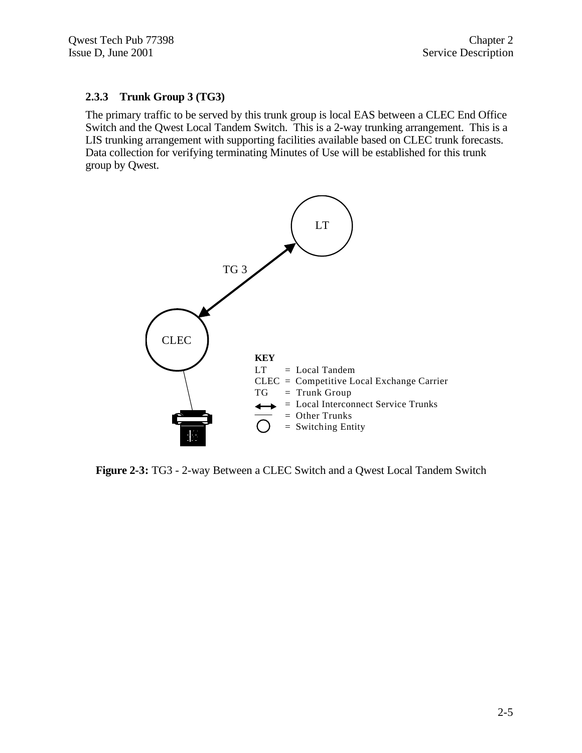### 2.3.3 Trunk Group 3 (TG3)

The primary traffic to be served by this trunk group is local EAS between a CLEC End Office Switch and the Qwest Local Tandem Switch. This is a 2-way trunking arrangement. This is a LIS trunking arrangement with supporting facilities available based on CLEC trunk forecasts. Data collection for verifying terminating Minutes of Use will be established for this trunk group by Qwest.

LT

TG 3

CLEC

**KEY**
LT = Local Tandem
CLEC = Competitive Local Exchange Carrier
TG = Trunk Group
↔ = Local Interconnect Service Trunks
— = Other Trunks
○ = Switching Entity

**Figure 2-3:** TG3 - 2-way Between a CLEC Switch and a Qwest Local Tandem Switch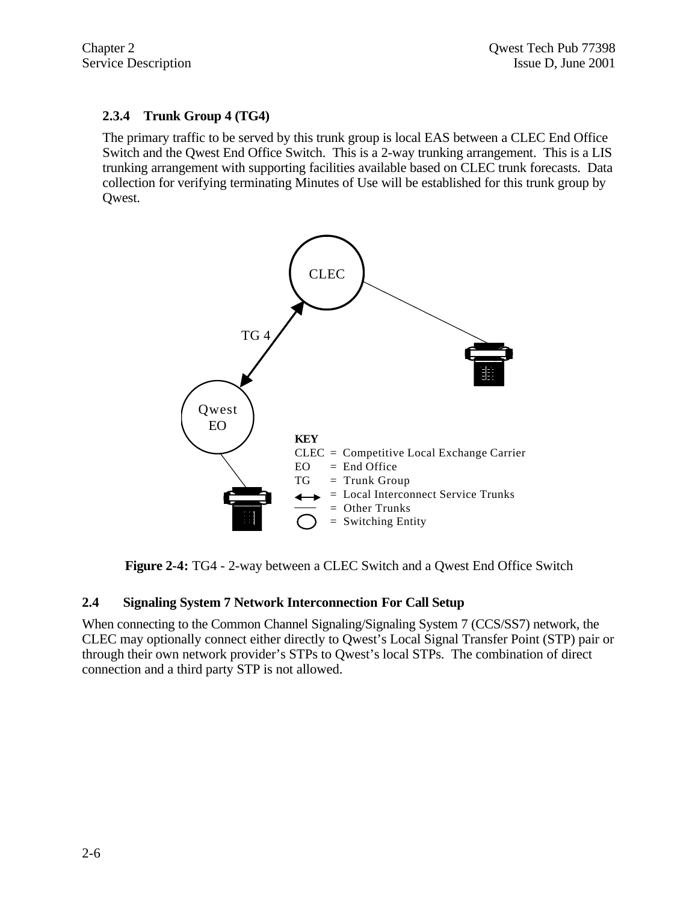### 2.3.4 Trunk Group 4 (TG4)

The primary traffic to be served by this trunk group is local EAS between a CLEC End Office Switch and the Qwest End Office Switch. This is a 2-way trunking arrangement. This is a LIS trunking arrangement with supporting facilities available based on CLEC trunk forecasts. Data collection for verifying terminating Minutes of Use will be established for this trunk group by Qwest.

CLEC

TG 4

Qwest EO

**KEY**
CLEC = Competitive Local Exchange Carrier
EO = End Office
TG = Trunk Group
↔ = Local Interconnect Service Trunks
― = Other Trunks
○ = Switching Entity

**Figure 2-4:** TG4 - 2-way between a CLEC Switch and a Qwest End Office Switch

## 2.4 Signaling System 7 Network Interconnection For Call Setup

When connecting to the Common Channel Signaling/Signaling System 7 (CCS/SS7) network, the CLEC may optionally connect either directly to Qwest's Local Signal Transfer Point (STP) pair or through their own network provider's STPs to Qwest's local STPs. The combination of direct connection and a third party STP is not allowed.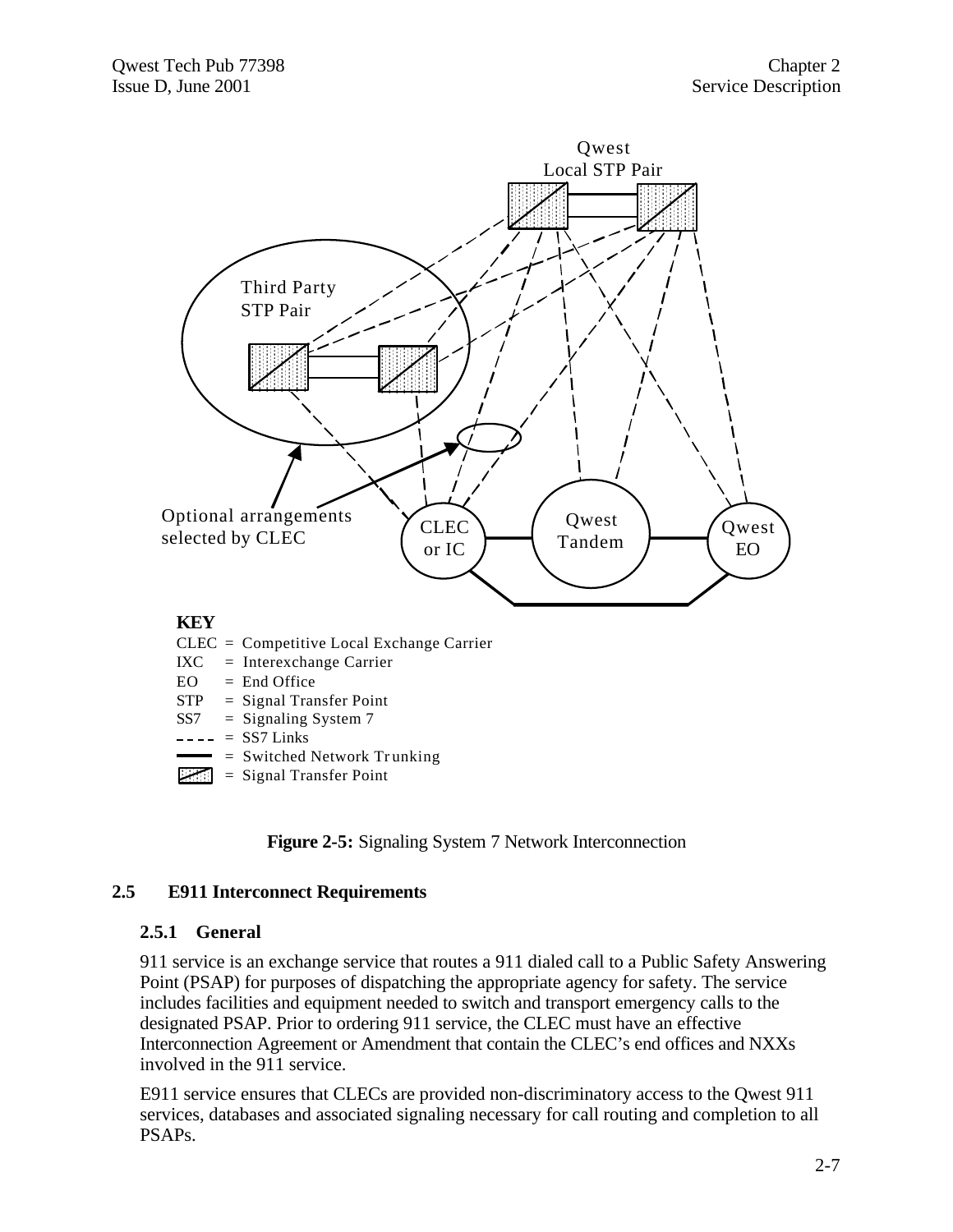Qwest
Local STP Pair

Third Party
STP Pair

Optional arrangements
selected by CLEC

CLEC
or IC

Qwest
Tandem

Qwest
EO

**KEY**

CLEC = Competitive Local Exchange Carrier
IXC = Interexchange Carrier
EO = End Office
STP = Signal Transfer Point
SS7 = Signaling System 7
- - - - = SS7 Links
—— = Switched Network Trunking
▨ = Signal Transfer Point

**Figure 2-5:** Signaling System 7 Network Interconnection

## 2.5 E911 Interconnect Requirements

### 2.5.1 General

911 service is an exchange service that routes a 911 dialed call to a Public Safety Answering Point (PSAP) for purposes of dispatching the appropriate agency for safety. The service includes facilities and equipment needed to switch and transport emergency calls to the designated PSAP. Prior to ordering 911 service, the CLEC must have an effective Interconnection Agreement or Amendment that contain the CLEC's end offices and NXXs involved in the 911 service.

E911 service ensures that CLECs are provided non-discriminatory access to the Qwest 911 services, databases and associated signaling necessary for call routing and completion to all PSAPs.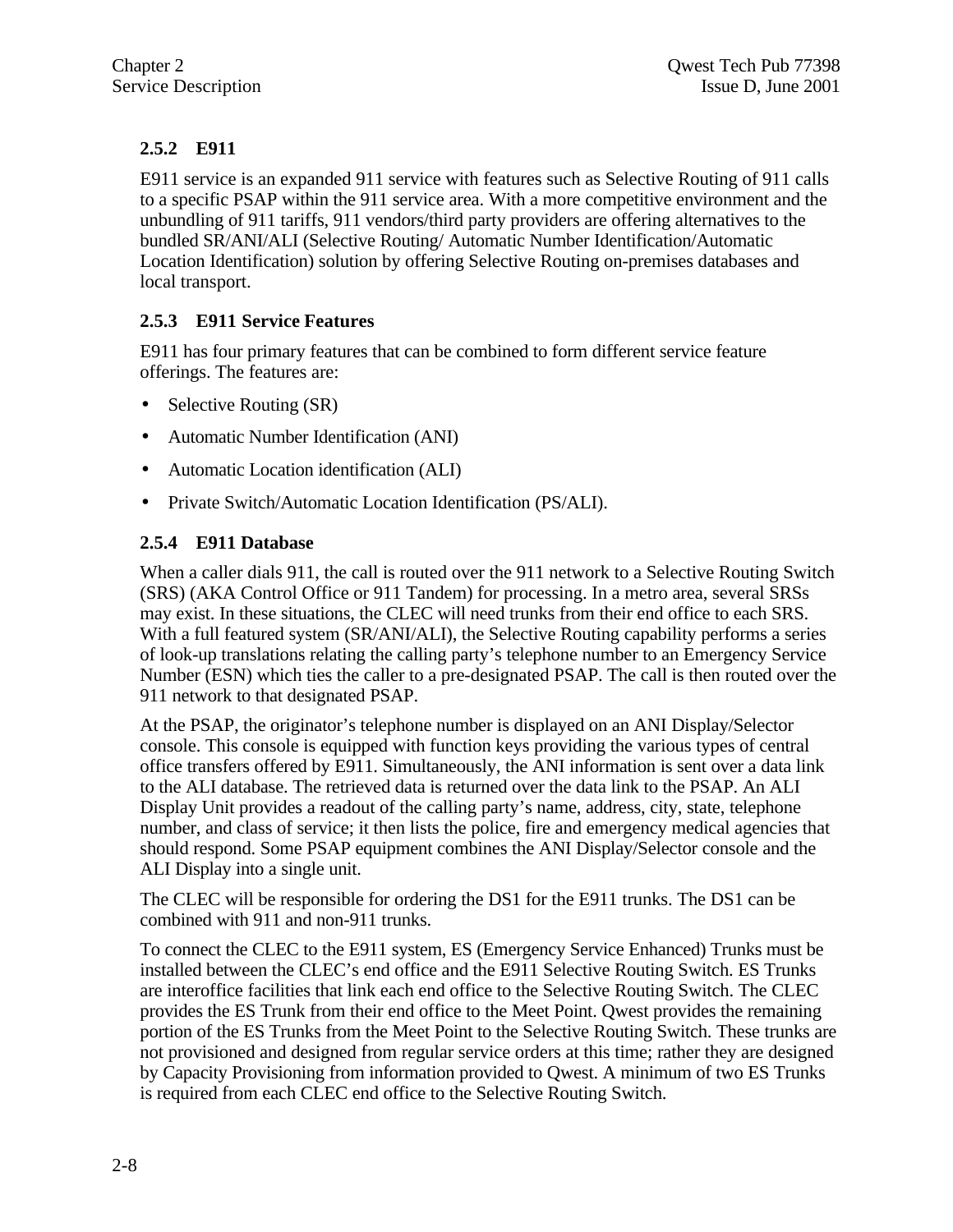### 2.5.2 E911

E911 service is an expanded 911 service with features such as Selective Routing of 911 calls to a specific PSAP within the 911 service area. With a more competitive environment and the unbundling of 911 tariffs, 911 vendors/third party providers are offering alternatives to the bundled SR/ANI/ALI (Selective Routing/ Automatic Number Identification/Automatic Location Identification) solution by offering Selective Routing on-premises databases and local transport.

### 2.5.3 E911 Service Features

E911 has four primary features that can be combined to form different service feature offerings. The features are:

- Selective Routing (SR)
- Automatic Number Identification (ANI)
- Automatic Location identification (ALI)
- Private Switch/Automatic Location Identification (PS/ALI).

### 2.5.4 E911 Database

When a caller dials 911, the call is routed over the 911 network to a Selective Routing Switch (SRS) (AKA Control Office or 911 Tandem) for processing. In a metro area, several SRSs may exist. In these situations, the CLEC will need trunks from their end office to each SRS. With a full featured system (SR/ANI/ALI), the Selective Routing capability performs a series of look-up translations relating the calling party's telephone number to an Emergency Service Number (ESN) which ties the caller to a pre-designated PSAP. The call is then routed over the 911 network to that designated PSAP.

At the PSAP, the originator's telephone number is displayed on an ANI Display/Selector console. This console is equipped with function keys providing the various types of central office transfers offered by E911. Simultaneously, the ANI information is sent over a data link to the ALI database. The retrieved data is returned over the data link to the PSAP. An ALI Display Unit provides a readout of the calling party's name, address, city, state, telephone number, and class of service; it then lists the police, fire and emergency medical agencies that should respond. Some PSAP equipment combines the ANI Display/Selector console and the ALI Display into a single unit.

The CLEC will be responsible for ordering the DS1 for the E911 trunks. The DS1 can be combined with 911 and non-911 trunks.

To connect the CLEC to the E911 system, ES (Emergency Service Enhanced) Trunks must be installed between the CLEC's end office and the E911 Selective Routing Switch. ES Trunks are interoffice facilities that link each end office to the Selective Routing Switch. The CLEC provides the ES Trunk from their end office to the Meet Point. Qwest provides the remaining portion of the ES Trunks from the Meet Point to the Selective Routing Switch. These trunks are not provisioned and designed from regular service orders at this time; rather they are designed by Capacity Provisioning from information provided to Qwest. A minimum of two ES Trunks is required from each CLEC end office to the Selective Routing Switch.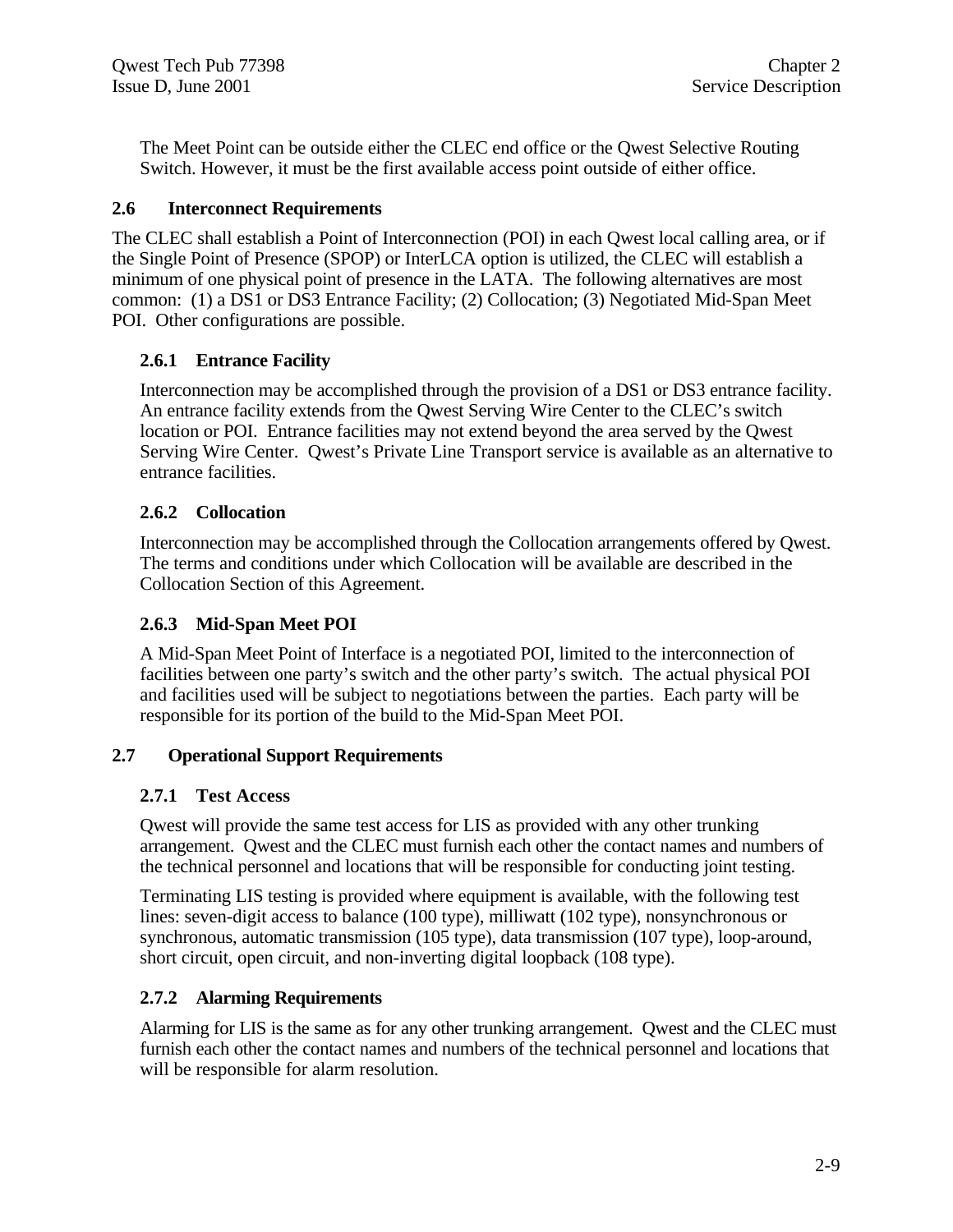The Meet Point can be outside either the CLEC end office or the Qwest Selective Routing Switch. However, it must be the first available access point outside of either office.

## 2.6 Interconnect Requirements

The CLEC shall establish a Point of Interconnection (POI) in each Qwest local calling area, or if the Single Point of Presence (SPOP) or InterLCA option is utilized, the CLEC will establish a minimum of one physical point of presence in the LATA. The following alternatives are most common: (1) a DS1 or DS3 Entrance Facility; (2) Collocation; (3) Negotiated Mid-Span Meet POI. Other configurations are possible.

### 2.6.1 Entrance Facility

Interconnection may be accomplished through the provision of a DS1 or DS3 entrance facility. An entrance facility extends from the Qwest Serving Wire Center to the CLEC's switch location or POI. Entrance facilities may not extend beyond the area served by the Qwest Serving Wire Center. Qwest's Private Line Transport service is available as an alternative to entrance facilities.

### 2.6.2 Collocation

Interconnection may be accomplished through the Collocation arrangements offered by Qwest. The terms and conditions under which Collocation will be available are described in the Collocation Section of this Agreement.

### 2.6.3 Mid-Span Meet POI

A Mid-Span Meet Point of Interface is a negotiated POI, limited to the interconnection of facilities between one party's switch and the other party's switch. The actual physical POI and facilities used will be subject to negotiations between the parties. Each party will be responsible for its portion of the build to the Mid-Span Meet POI.

## 2.7 Operational Support Requirements

### 2.7.1 Test Access

Qwest will provide the same test access for LIS as provided with any other trunking arrangement. Qwest and the CLEC must furnish each other the contact names and numbers of the technical personnel and locations that will be responsible for conducting joint testing.

Terminating LIS testing is provided where equipment is available, with the following test lines: seven-digit access to balance (100 type), milliwatt (102 type), nonsynchronous or synchronous, automatic transmission (105 type), data transmission (107 type), loop-around, short circuit, open circuit, and non-inverting digital loopback (108 type).

### 2.7.2 Alarming Requirements

Alarming for LIS is the same as for any other trunking arrangement. Qwest and the CLEC must furnish each other the contact names and numbers of the technical personnel and locations that will be responsible for alarm resolution.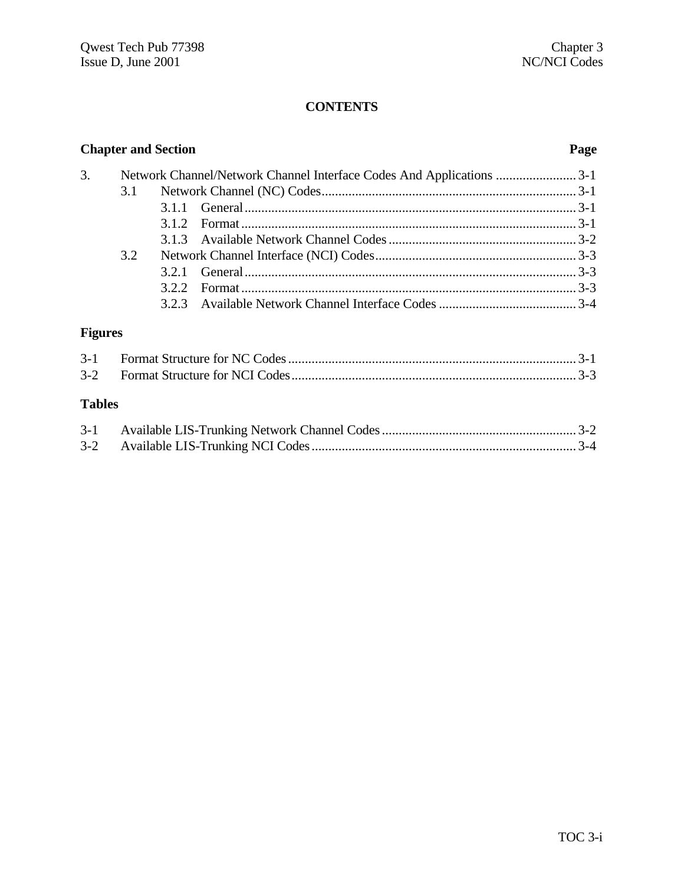# CONTENTS

**Chapter and Section** **Page**

3. Network Channel/Network Channel Interface Codes And Applications ........................ 3-1
   - 3.1 Network Channel (NC) Codes........................................................................... 3-1
     - 3.1.1 General.................................................................................................. 3-1
     - 3.1.2 Format................................................................................................... 3-1
     - 3.1.3 Available Network Channel Codes........................................................ 3-2
   - 3.2 Network Channel Interface (NCI) Codes........................................................... 3-3
     - 3.2.1 General.................................................................................................. 3-3
     - 3.2.2 Format................................................................................................... 3-3
     - 3.2.3 Available Network Channel Interface Codes......................................... 3-4

**Figures**

3-1 Format Structure for NC Codes...................................................................................... 3-1
3-2 Format Structure for NCI Codes..................................................................................... 3-3

**Tables**

3-1 Available LIS-Trunking Network Channel Codes.......................................................... 3-2
3-2 Available LIS-Trunking NCI Codes............................................................................... 3-4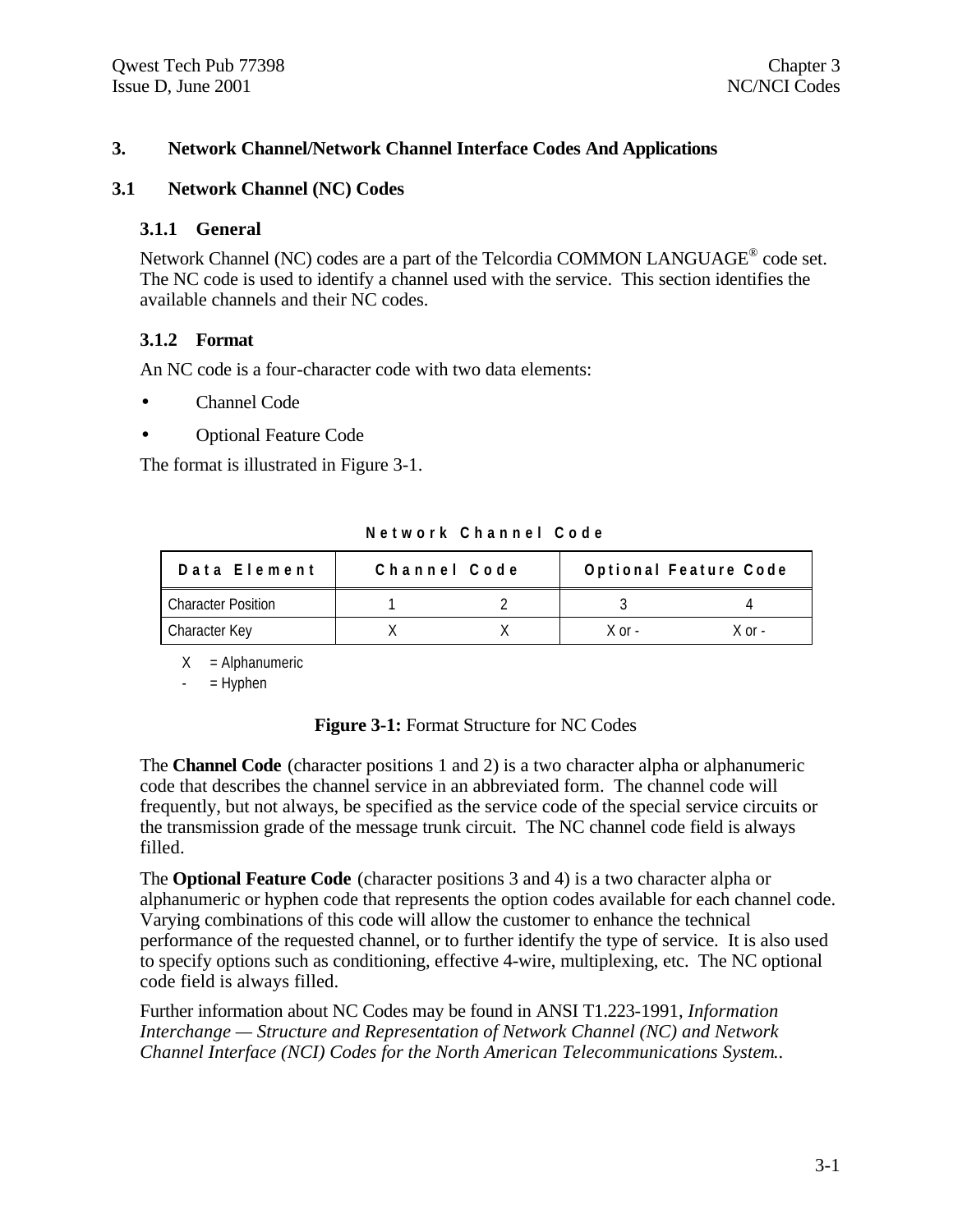# 3. Network Channel/Network Channel Interface Codes And Applications

## 3.1 Network Channel (NC) Codes

### 3.1.1 General

Network Channel (NC) codes are a part of the Telcordia COMMON LANGUAGE® code set. The NC code is used to identify a channel used with the service. This section identifies the available channels and their NC codes.

### 3.1.2 Format

An NC code is a four-character code with two data elements:

- Channel Code
- Optional Feature Code

The format is illustrated in Figure 3-1.

**Network Channel Code**

| Data Element | Channel Code | | Optional Feature Code | |
|---|---|---|---|---|
| Character Position | 1 | 2 | 3 | 4 |
| Character Key | X | X | X or - | X or - |

X = Alphanumeric

\- = Hyphen

**Figure 3-1:** Format Structure for NC Codes

The **Channel Code** (character positions 1 and 2) is a two character alpha or alphanumeric code that describes the channel service in an abbreviated form. The channel code will frequently, but not always, be specified as the service code of the special service circuits or the transmission grade of the message trunk circuit. The NC channel code field is always filled.

The **Optional Feature Code** (character positions 3 and 4) is a two character alpha or alphanumeric or hyphen code that represents the option codes available for each channel code. Varying combinations of this code will allow the customer to enhance the technical performance of the requested channel, or to further identify the type of service. It is also used to specify options such as conditioning, effective 4-wire, multiplexing, etc. The NC optional code field is always filled.

Further information about NC Codes may be found in ANSI T1.223-1991, *Information Interchange — Structure and Representation of Network Channel (NC) and Network Channel Interface (NCI) Codes for the North American Telecommunications System.*.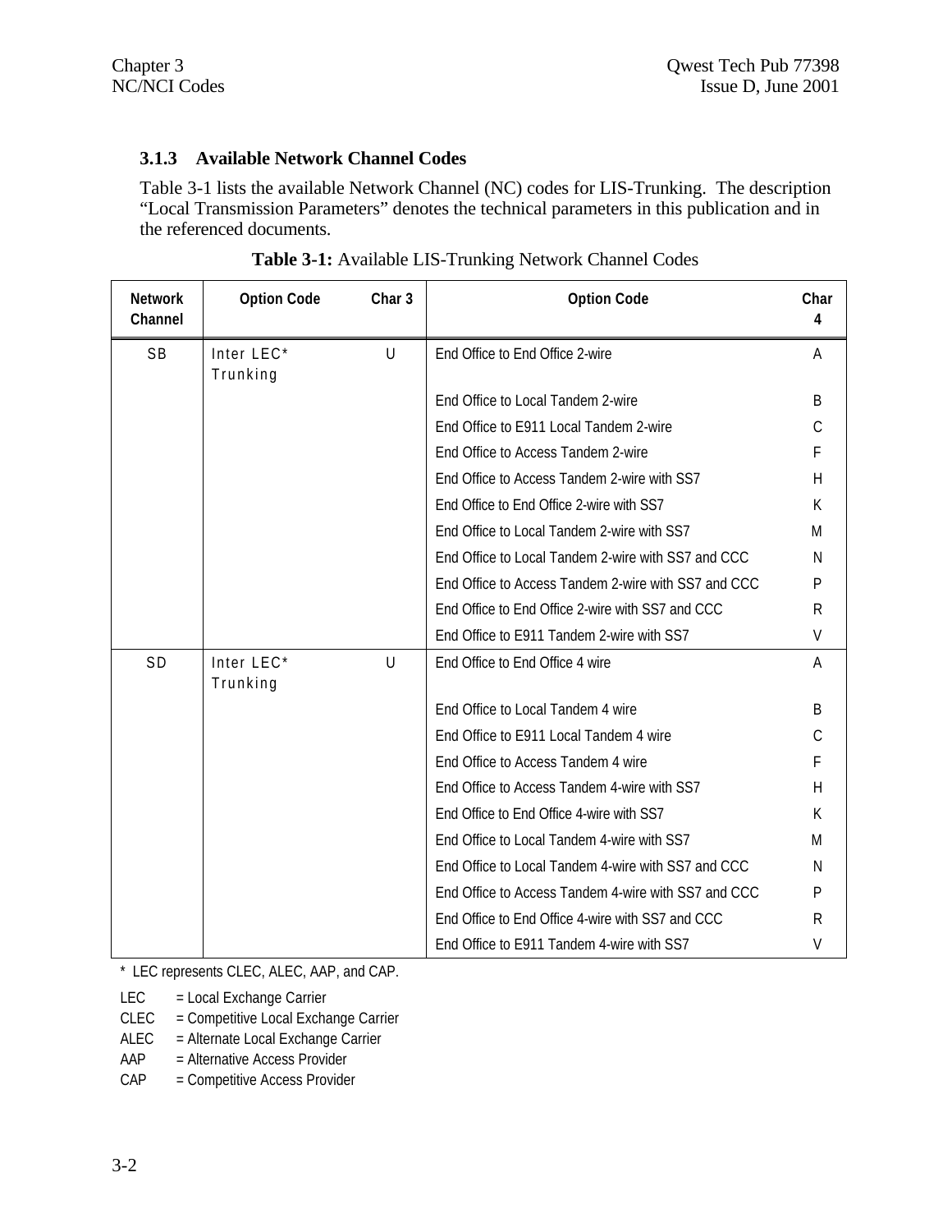### 3.1.3 Available Network Channel Codes

Table 3-1 lists the available Network Channel (NC) codes for LIS-Trunking. The description "Local Transmission Parameters" denotes the technical parameters in this publication and in the referenced documents.

**Table 3-1:** Available LIS-Trunking Network Channel Codes

| Network Channel | Option Code | Char 3 | Option Code | Char 4 |
|---|---|---|---|---|
| SB | Inter LEC* Trunking | U | End Office to End Office 2-wire | A |
| | | | End Office to Local Tandem 2-wire | B |
| | | | End Office to E911 Local Tandem 2-wire | C |
| | | | End Office to Access Tandem 2-wire | F |
| | | | End Office to Access Tandem 2-wire with SS7 | H |
| | | | End Office to End Office 2-wire with SS7 | K |
| | | | End Office to Local Tandem 2-wire with SS7 | M |
| | | | End Office to Local Tandem 2-wire with SS7 and CCC | N |
| | | | End Office to Access Tandem 2-wire with SS7 and CCC | P |
| | | | End Office to End Office 2-wire with SS7 and CCC | R |
| | | | End Office to E911 Tandem 2-wire with SS7 | V |
| SD | Inter LEC* Trunking | U | End Office to End Office 4 wire | A |
| | | | End Office to Local Tandem 4 wire | B |
| | | | End Office to E911 Local Tandem 4 wire | C |
| | | | End Office to Access Tandem 4 wire | F |
| | | | End Office to Access Tandem 4-wire with SS7 | H |
| | | | End Office to End Office 4-wire with SS7 | K |
| | | | End Office to Local Tandem 4-wire with SS7 | M |
| | | | End Office to Local Tandem 4-wire with SS7 and CCC | N |
| | | | End Office to Access Tandem 4-wire with SS7 and CCC | P |
| | | | End Office to End Office 4-wire with SS7 and CCC | R |
| | | | End Office to E911 Tandem 4-wire with SS7 | V |

* LEC represents CLEC, ALEC, AAP, and CAP.

LEC = Local Exchange Carrier
CLEC = Competitive Local Exchange Carrier
ALEC = Alternate Local Exchange Carrier
AAP = Alternative Access Provider
CAP = Competitive Access Provider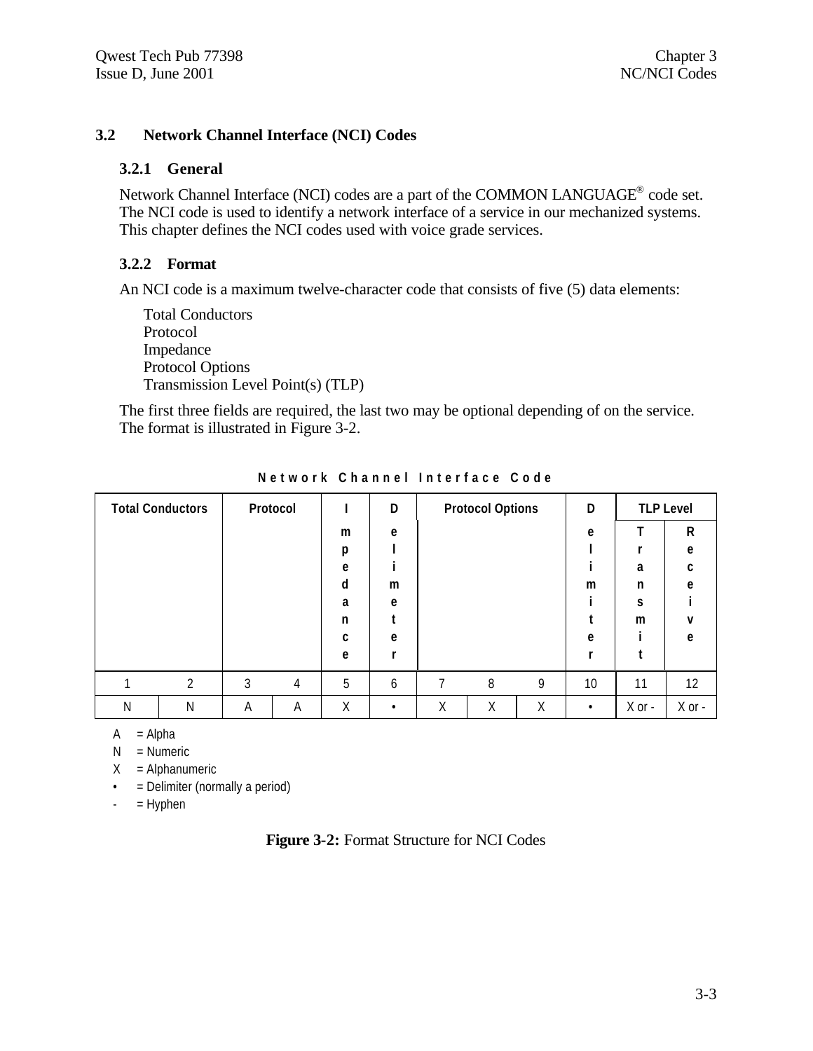## 3.2 Network Channel Interface (NCI) Codes

### 3.2.1 General

Network Channel Interface (NCI) codes are a part of the COMMON LANGUAGE® code set. The NCI code is used to identify a network interface of a service in our mechanized systems. This chapter defines the NCI codes used with voice grade services.

### 3.2.2 Format

An NCI code is a maximum twelve-character code that consists of five (5) data elements:

- Total Conductors
- Protocol
- Impedance
- Protocol Options
- Transmission Level Point(s) (TLP)

The first three fields are required, the last two may be optional depending of on the service. The format is illustrated in Figure 3-2.

**Network Channel Interface Code**

| Total Conductors | | Protocol | | Impedance | Delimiter | Protocol Options | | | Delimiter | TLP Level | |
|---|---|---|---|---|---|---|---|---|---|---|---|
| | | | | | | | | | | Transmit | Receive |
| 1 | 2 | 3 | 4 | 5 | 6 | 7 | 8 | 9 | 10 | 11 | 12 |
| N | N | A | A | X | • | X | X | X | • | X or - | X or - |

A = Alpha
N = Numeric
X = Alphanumeric
• = Delimiter (normally a period)
- = Hyphen

**Figure 3-2:** Format Structure for NCI Codes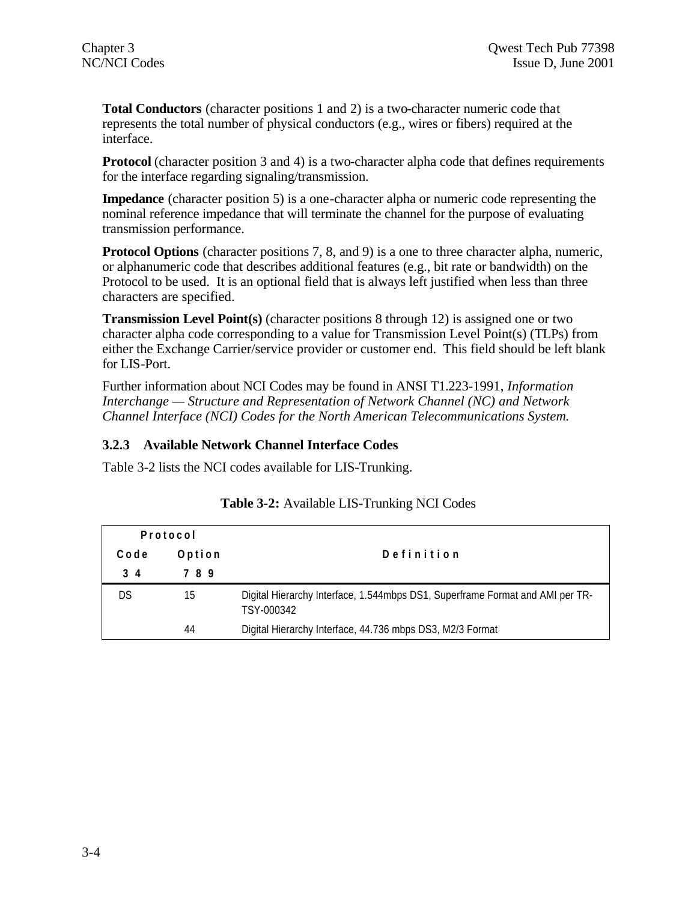**Total Conductors** (character positions 1 and 2) is a two-character numeric code that represents the total number of physical conductors (e.g., wires or fibers) required at the interface.

**Protocol** (character position 3 and 4) is a two-character alpha code that defines requirements for the interface regarding signaling/transmission.

**Impedance** (character position 5) is a one-character alpha or numeric code representing the nominal reference impedance that will terminate the channel for the purpose of evaluating transmission performance.

**Protocol Options** (character positions 7, 8, and 9) is a one to three character alpha, numeric, or alphanumeric code that describes additional features (e.g., bit rate or bandwidth) on the Protocol to be used. It is an optional field that is always left justified when less than three characters are specified.

**Transmission Level Point(s)** (character positions 8 through 12) is assigned one or two character alpha code corresponding to a value for Transmission Level Point(s) (TLPs) from either the Exchange Carrier/service provider or customer end. This field should be left blank for LIS-Port.

Further information about NCI Codes may be found in ANSI T1.223-1991, *Information Interchange — Structure and Representation of Network Channel (NC) and Network Channel Interface (NCI) Codes for the North American Telecommunications System.*

### 3.2.3 Available Network Channel Interface Codes

Table 3-2 lists the NCI codes available for LIS-Trunking.

**Table 3-2:** Available LIS-Trunking NCI Codes

| Protocol Code 3 4 | Protocol Option 7 8 9 | Definition |
|---|---|---|
| DS | 15 | Digital Hierarchy Interface, 1.544mbps DS1, Superframe Format and AMI per TR-TSY-000342 |
| | 44 | Digital Hierarchy Interface, 44.736 mbps DS3, M2/3 Format |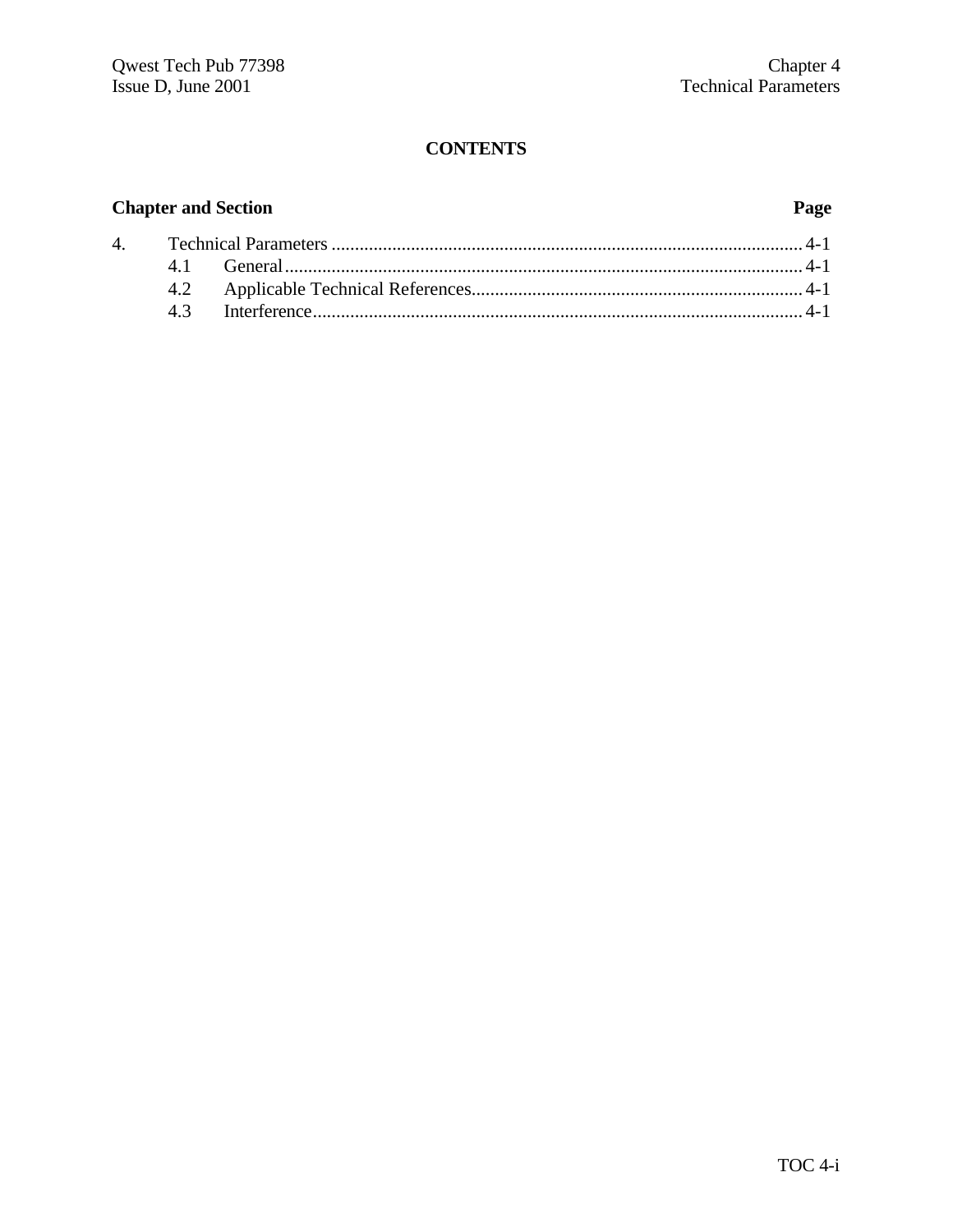**CONTENTS**

| Chapter and Section | | Page |
|---|---|---|
| 4. | Technical Parameters | 4-1 |
| 4.1 | General | 4-1 |
| 4.2 | Applicable Technical References | 4-1 |
| 4.3 | Interference | 4-1 |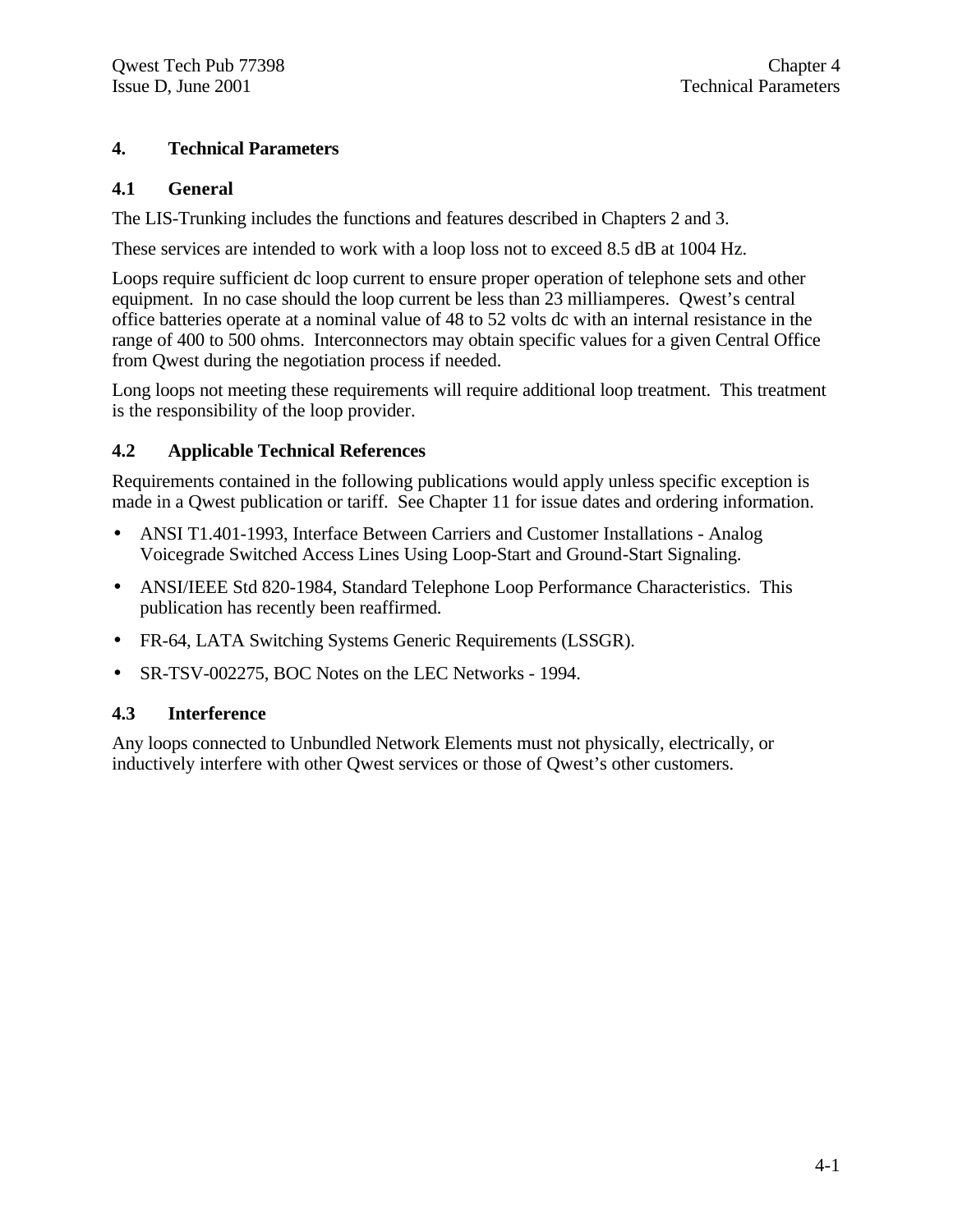# 4. Technical Parameters

## 4.1 General

The LIS-Trunking includes the functions and features described in Chapters 2 and 3.

These services are intended to work with a loop loss not to exceed 8.5 dB at 1004 Hz.

Loops require sufficient dc loop current to ensure proper operation of telephone sets and other equipment. In no case should the loop current be less than 23 milliamperes. Qwest's central office batteries operate at a nominal value of 48 to 52 volts dc with an internal resistance in the range of 400 to 500 ohms. Interconnectors may obtain specific values for a given Central Office from Qwest during the negotiation process if needed.

Long loops not meeting these requirements will require additional loop treatment. This treatment is the responsibility of the loop provider.

## 4.2 Applicable Technical References

Requirements contained in the following publications would apply unless specific exception is made in a Qwest publication or tariff. See Chapter 11 for issue dates and ordering information.

- ANSI T1.401-1993, Interface Between Carriers and Customer Installations - Analog Voicegrade Switched Access Lines Using Loop-Start and Ground-Start Signaling.
- ANSI/IEEE Std 820-1984, Standard Telephone Loop Performance Characteristics. This publication has recently been reaffirmed.
- FR-64, LATA Switching Systems Generic Requirements (LSSGR).
- SR-TSV-002275, BOC Notes on the LEC Networks - 1994.

## 4.3 Interference

Any loops connected to Unbundled Network Elements must not physically, electrically, or inductively interfere with other Qwest services or those of Qwest's other customers.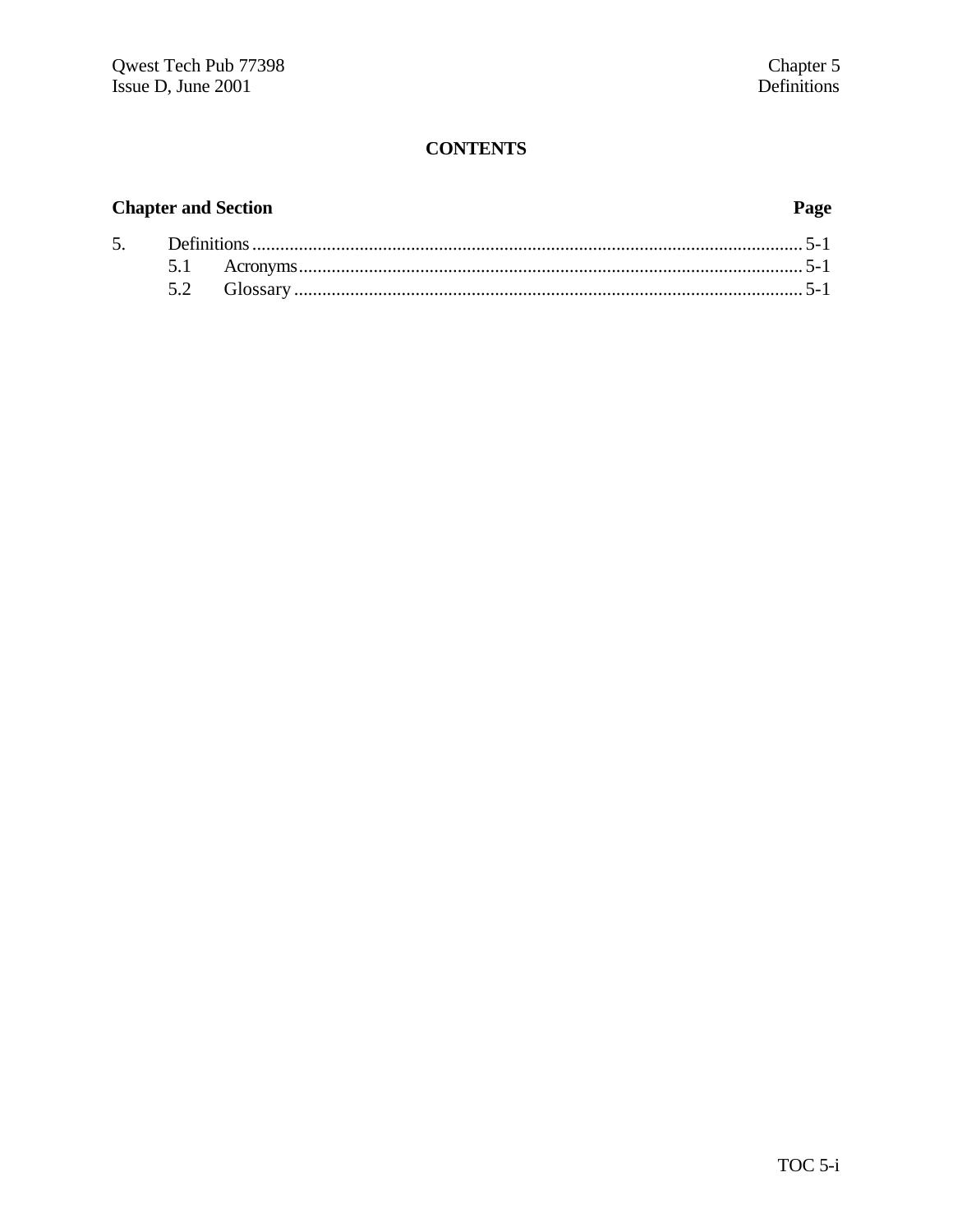# CONTENTS

| Chapter and Section | | Page |
|---|---|---|
| 5. | Definitions | 5-1 |
| | 5.1 Acronyms | 5-1 |
| | 5.2 Glossary | 5-1 |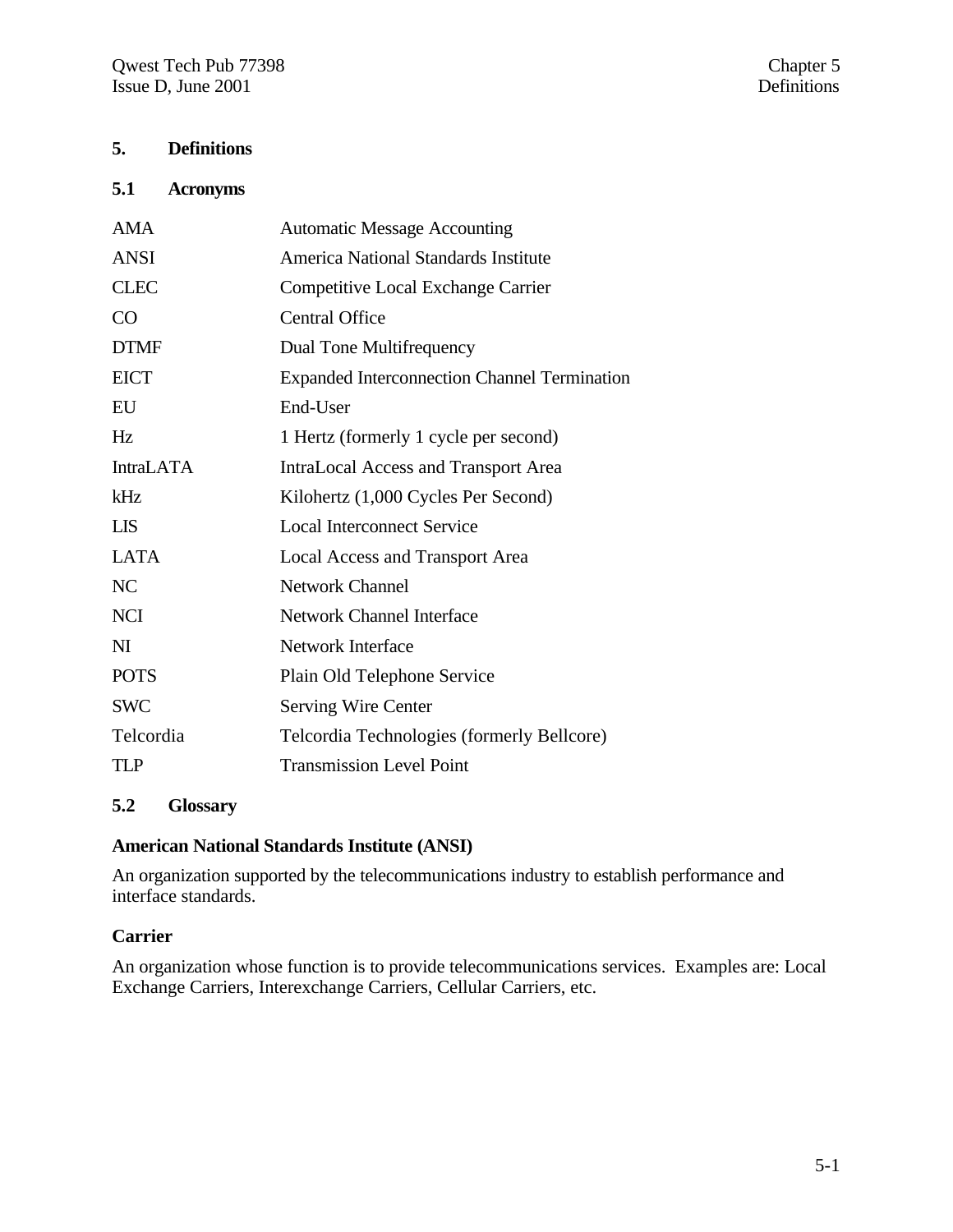# 5. Definitions

## 5.1 Acronyms

| | |
|---|---|
| AMA | Automatic Message Accounting |
| ANSI | America National Standards Institute |
| CLEC | Competitive Local Exchange Carrier |
| CO | Central Office |
| DTMF | Dual Tone Multifrequency |
| EICT | Expanded Interconnection Channel Termination |
| EU | End-User |
| Hz | 1 Hertz (formerly 1 cycle per second) |
| IntraLATA | IntraLocal Access and Transport Area |
| kHz | Kilohertz (1,000 Cycles Per Second) |
| LIS | Local Interconnect Service |
| LATA | Local Access and Transport Area |
| NC | Network Channel |
| NCI | Network Channel Interface |
| NI | Network Interface |
| POTS | Plain Old Telephone Service |
| SWC | Serving Wire Center |
| Telcordia | Telcordia Technologies (formerly Bellcore) |
| TLP | Transmission Level Point |

## 5.2 Glossary

**American National Standards Institute (ANSI)**

An organization supported by the telecommunications industry to establish performance and interface standards.

**Carrier**

An organization whose function is to provide telecommunications services. Examples are: Local Exchange Carriers, Interexchange Carriers, Cellular Carriers, etc.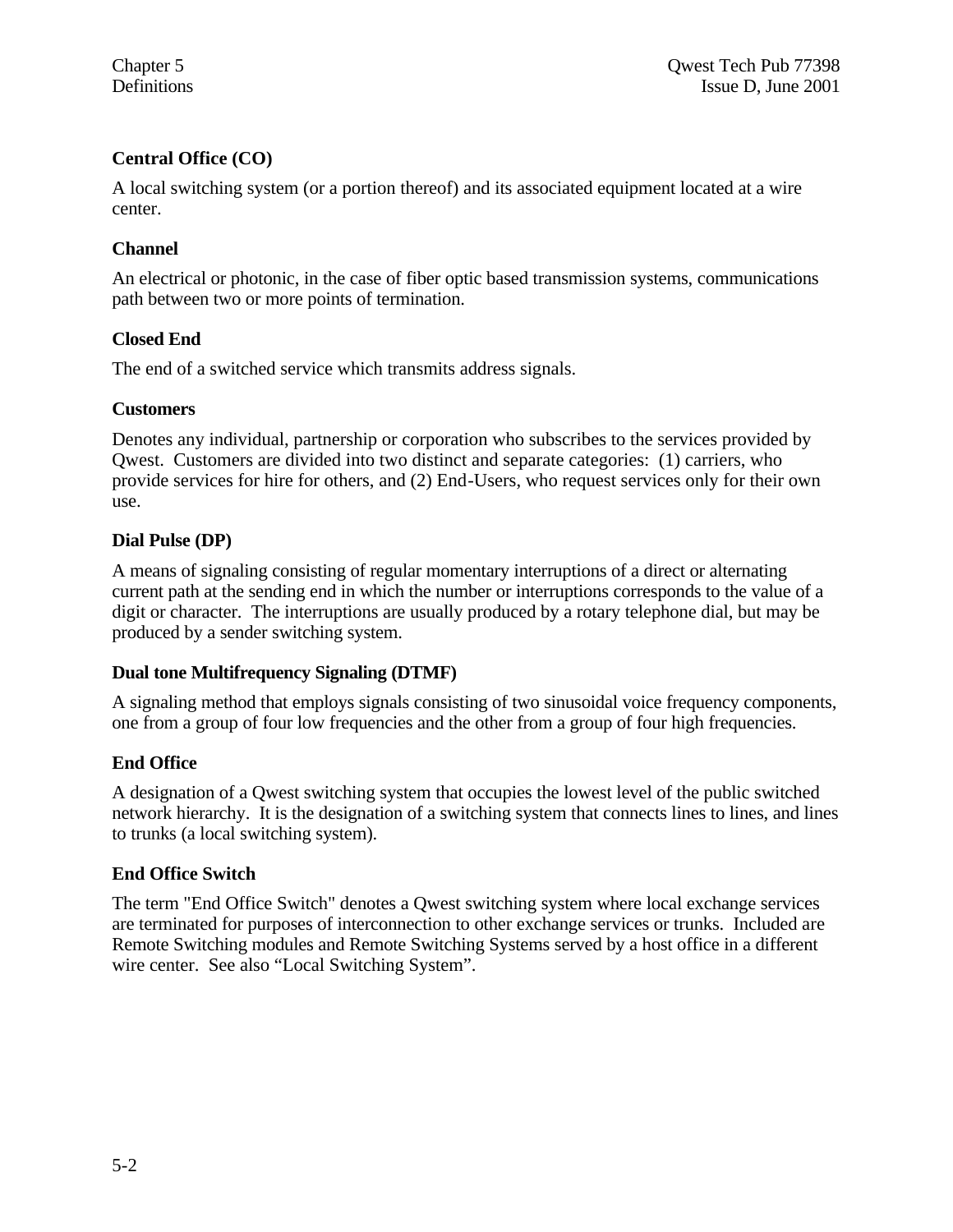**Central Office (CO)**

A local switching system (or a portion thereof) and its associated equipment located at a wire center.

**Channel**

An electrical or photonic, in the case of fiber optic based transmission systems, communications path between two or more points of termination.

**Closed End**

The end of a switched service which transmits address signals.

**Customers**

Denotes any individual, partnership or corporation who subscribes to the services provided by Qwest. Customers are divided into two distinct and separate categories: (1) carriers, who provide services for hire for others, and (2) End-Users, who request services only for their own use.

**Dial Pulse (DP)**

A means of signaling consisting of regular momentary interruptions of a direct or alternating current path at the sending end in which the number or interruptions corresponds to the value of a digit or character. The interruptions are usually produced by a rotary telephone dial, but may be produced by a sender switching system.

**Dual tone Multifrequency Signaling (DTMF)**

A signaling method that employs signals consisting of two sinusoidal voice frequency components, one from a group of four low frequencies and the other from a group of four high frequencies.

**End Office**

A designation of a Qwest switching system that occupies the lowest level of the public switched network hierarchy. It is the designation of a switching system that connects lines to lines, and lines to trunks (a local switching system).

**End Office Switch**

The term "End Office Switch" denotes a Qwest switching system where local exchange services are terminated for purposes of interconnection to other exchange services or trunks. Included are Remote Switching modules and Remote Switching Systems served by a host office in a different wire center. See also “Local Switching System”.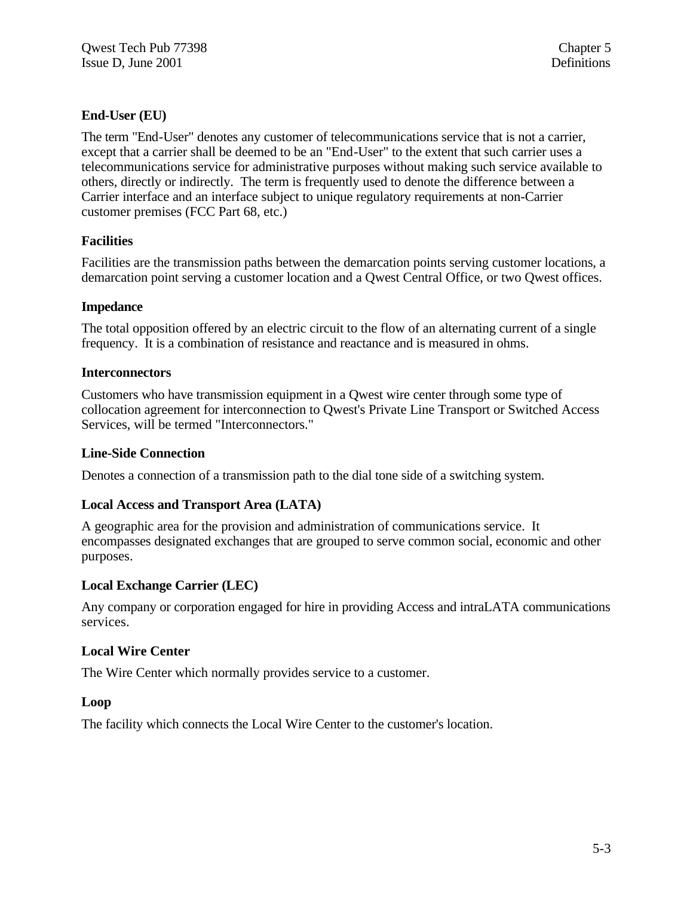### End-User (EU)

The term "End-User" denotes any customer of telecommunications service that is not a carrier, except that a carrier shall be deemed to be an "End-User" to the extent that such carrier uses a telecommunications service for administrative purposes without making such service available to others, directly or indirectly. The term is frequently used to denote the difference between a Carrier interface and an interface subject to unique regulatory requirements at non-Carrier customer premises (FCC Part 68, etc.)

### Facilities

Facilities are the transmission paths between the demarcation points serving customer locations, a demarcation point serving a customer location and a Qwest Central Office, or two Qwest offices.

### Impedance

The total opposition offered by an electric circuit to the flow of an alternating current of a single frequency. It is a combination of resistance and reactance and is measured in ohms.

### Interconnectors

Customers who have transmission equipment in a Qwest wire center through some type of collocation agreement for interconnection to Qwest's Private Line Transport or Switched Access Services, will be termed "Interconnectors."

### Line-Side Connection

Denotes a connection of a transmission path to the dial tone side of a switching system.

### Local Access and Transport Area (LATA)

A geographic area for the provision and administration of communications service. It encompasses designated exchanges that are grouped to serve common social, economic and other purposes.

### Local Exchange Carrier (LEC)

Any company or corporation engaged for hire in providing Access and intraLATA communications services.

### Local Wire Center

The Wire Center which normally provides service to a customer.

### Loop

The facility which connects the Local Wire Center to the customer's location.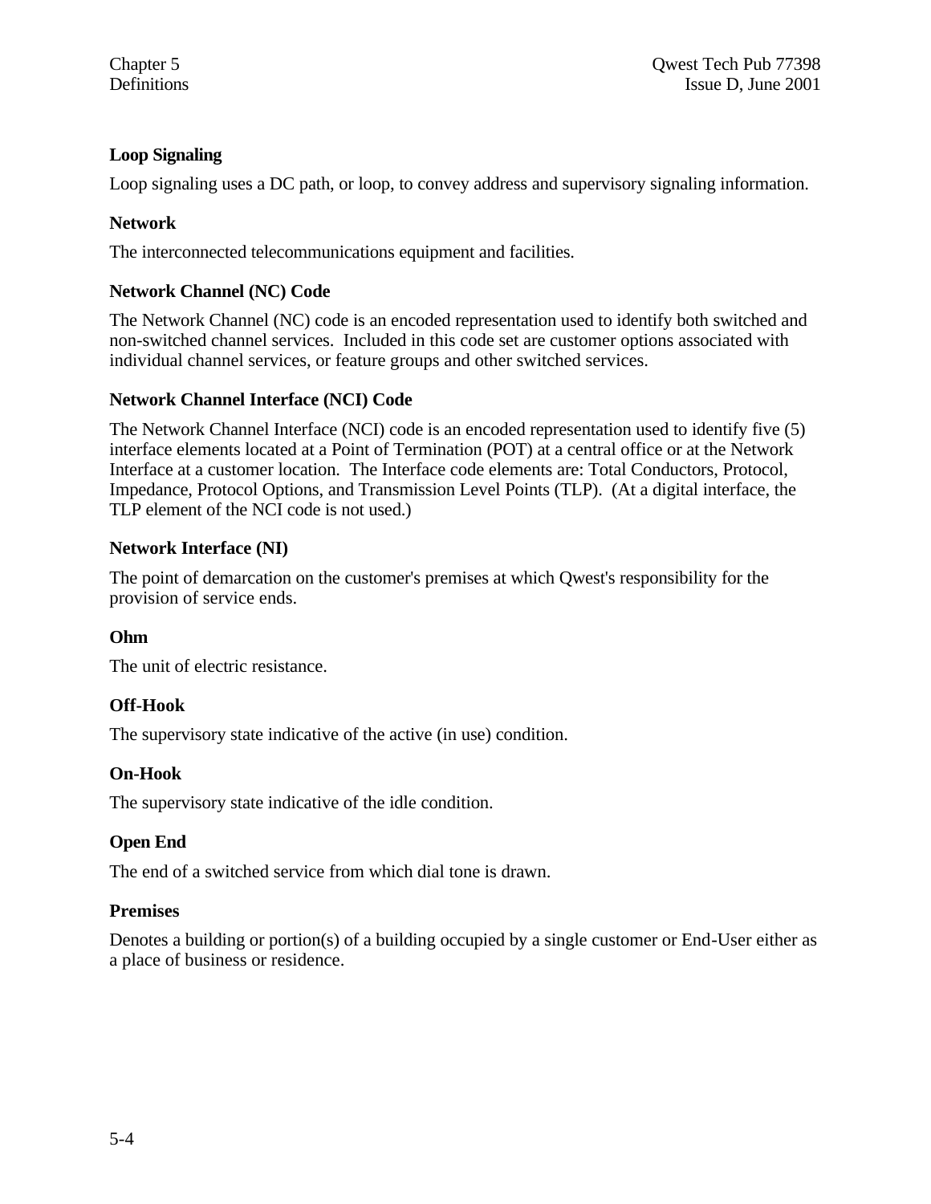**Loop Signaling**

Loop signaling uses a DC path, or loop, to convey address and supervisory signaling information.

**Network**

The interconnected telecommunications equipment and facilities.

**Network Channel (NC) Code**

The Network Channel (NC) code is an encoded representation used to identify both switched and non-switched channel services. Included in this code set are customer options associated with individual channel services, or feature groups and other switched services.

**Network Channel Interface (NCI) Code**

The Network Channel Interface (NCI) code is an encoded representation used to identify five (5) interface elements located at a Point of Termination (POT) at a central office or at the Network Interface at a customer location. The Interface code elements are: Total Conductors, Protocol, Impedance, Protocol Options, and Transmission Level Points (TLP). (At a digital interface, the TLP element of the NCI code is not used.)

**Network Interface (NI)**

The point of demarcation on the customer's premises at which Qwest's responsibility for the provision of service ends.

**Ohm**

The unit of electric resistance.

**Off-Hook**

The supervisory state indicative of the active (in use) condition.

**On-Hook**

The supervisory state indicative of the idle condition.

**Open End**

The end of a switched service from which dial tone is drawn.

**Premises**

Denotes a building or portion(s) of a building occupied by a single customer or End-User either as a place of business or residence.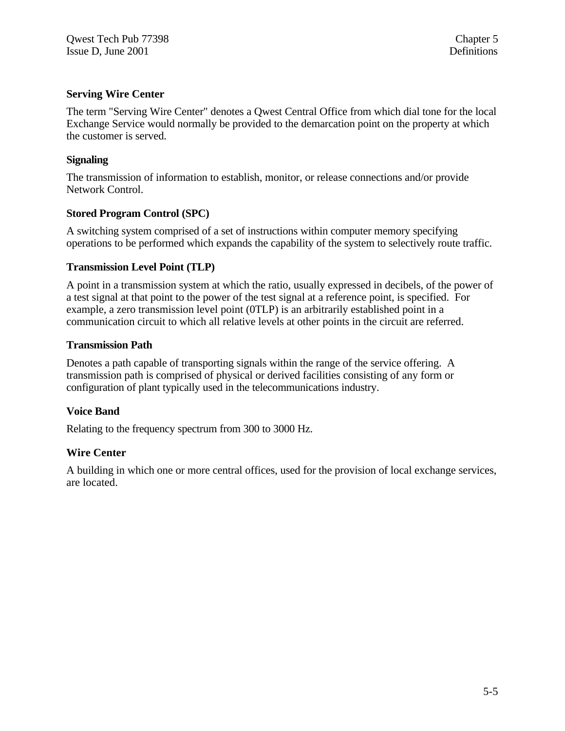**Serving Wire Center**

The term "Serving Wire Center" denotes a Qwest Central Office from which dial tone for the local Exchange Service would normally be provided to the demarcation point on the property at which the customer is served.

**Signaling**

The transmission of information to establish, monitor, or release connections and/or provide Network Control.

**Stored Program Control (SPC)**

A switching system comprised of a set of instructions within computer memory specifying operations to be performed which expands the capability of the system to selectively route traffic.

**Transmission Level Point (TLP)**

A point in a transmission system at which the ratio, usually expressed in decibels, of the power of a test signal at that point to the power of the test signal at a reference point, is specified. For example, a zero transmission level point (0TLP) is an arbitrarily established point in a communication circuit to which all relative levels at other points in the circuit are referred.

**Transmission Path**

Denotes a path capable of transporting signals within the range of the service offering. A transmission path is comprised of physical or derived facilities consisting of any form or configuration of plant typically used in the telecommunications industry.

**Voice Band**

Relating to the frequency spectrum from 300 to 3000 Hz.

**Wire Center**

A building in which one or more central offices, used for the provision of local exchange services, are located.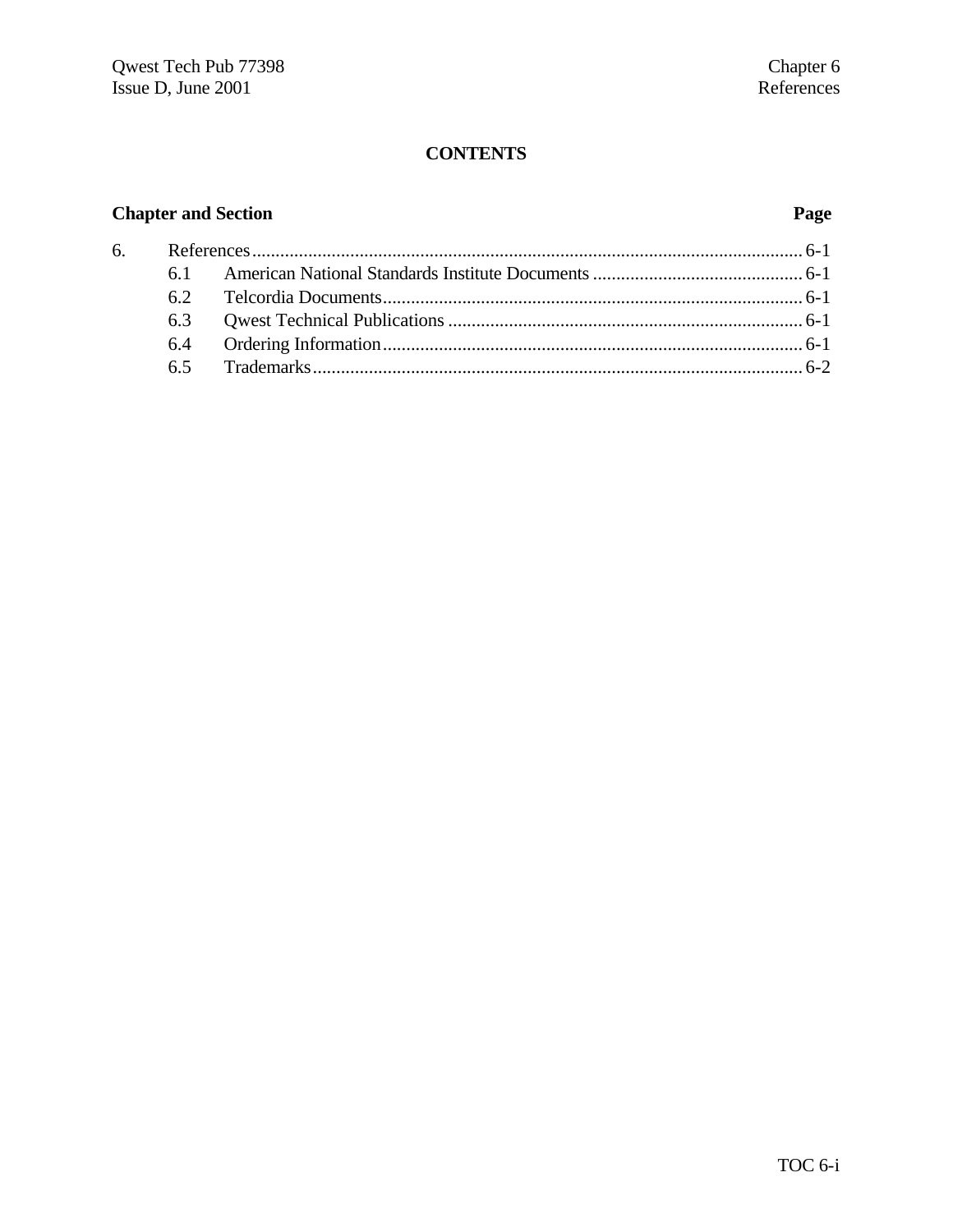**CONTENTS**

| Chapter and Section | | Page |
|---|---|---|
| 6. | References | 6-1 |
| 6.1 | American National Standards Institute Documents | 6-1 |
| 6.2 | Telcordia Documents | 6-1 |
| 6.3 | Qwest Technical Publications | 6-1 |
| 6.4 | Ordering Information | 6-1 |
| 6.5 | Trademarks | 6-2 |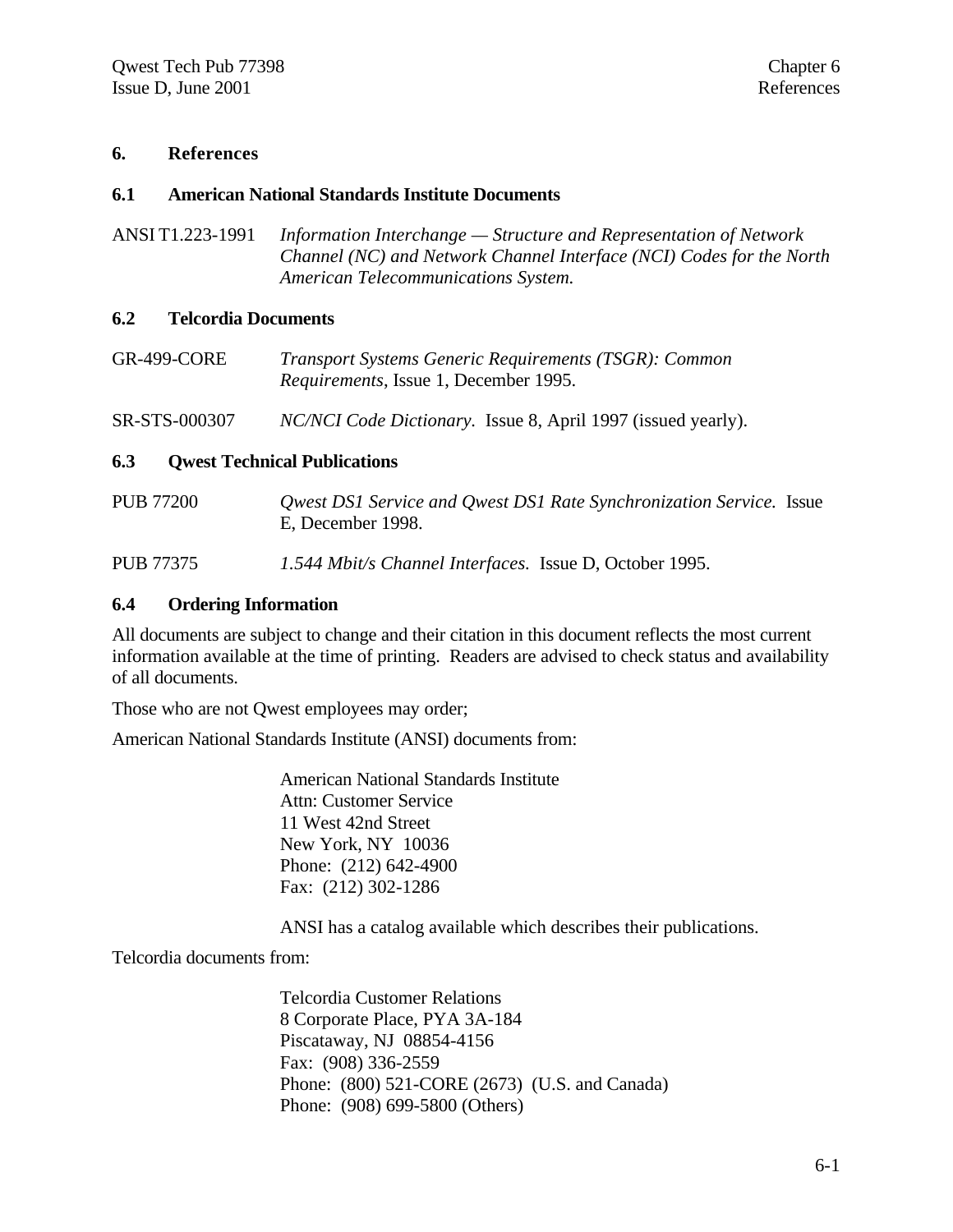# 6. References

## 6.1 American National Standards Institute Documents

ANSI T1.223-1991 *Information Interchange — Structure and Representation of Network Channel (NC) and Network Channel Interface (NCI) Codes for the North American Telecommunications System.*

## 6.2 Telcordia Documents

GR-499-CORE *Transport Systems Generic Requirements (TSGR): Common Requirements*, Issue 1, December 1995.

SR-STS-000307 *NC/NCI Code Dictionary*. Issue 8, April 1997 (issued yearly).

## 6.3 Qwest Technical Publications

PUB 77200 *Qwest DS1 Service and Qwest DS1 Rate Synchronization Service.* Issue E, December 1998.

PUB 77375 *1.544 Mbit/s Channel Interfaces*. Issue D, October 1995.

## 6.4 Ordering Information

All documents are subject to change and their citation in this document reflects the most current information available at the time of printing. Readers are advised to check status and availability of all documents.

Those who are not Qwest employees may order;

American National Standards Institute (ANSI) documents from:

> American National Standards Institute
> Attn: Customer Service
> 11 West 42nd Street
> New York, NY 10036
> Phone: (212) 642-4900
> Fax: (212) 302-1286
>
> ANSI has a catalog available which describes their publications.

Telcordia documents from:

> Telcordia Customer Relations
> 8 Corporate Place, PYA 3A-184
> Piscataway, NJ 08854-4156
> Fax: (908) 336-2559
> Phone: (800) 521-CORE (2673) (U.S. and Canada)
> Phone: (908) 699-5800 (Others)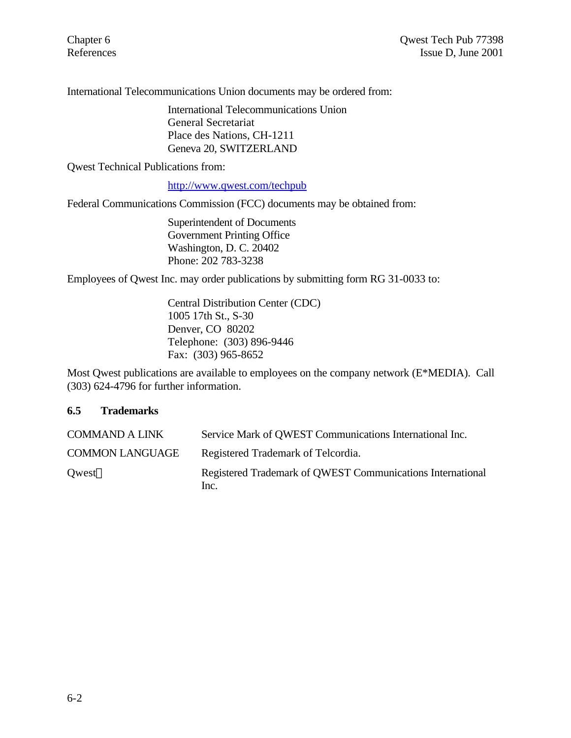International Telecommunications Union documents may be ordered from:

International Telecommunications Union
General Secretariat
Place des Nations, CH-1211
Geneva 20, SWITZERLAND

Qwest Technical Publications from:

http://www.qwest.com/techpub

Federal Communications Commission (FCC) documents may be obtained from:

Superintendent of Documents
Government Printing Office
Washington, D. C. 20402
Phone: 202 783-3238

Employees of Qwest Inc. may order publications by submitting form RG 31-0033 to:

Central Distribution Center (CDC)
1005 17th St., S-30
Denver, CO 80202
Telephone: (303) 896-9446
Fax: (303) 965-8652

Most Qwest publications are available to employees on the company network (E*MEDIA). Call (303) 624-4796 for further information.

### 6.5 Trademarks

| | |
|---|---|
| COMMAND A LINK | Service Mark of QWEST Communications International Inc. |
| COMMON LANGUAGE | Registered Trademark of Telcordia. |
| Qwest® | Registered Trademark of QWEST Communications International Inc. |